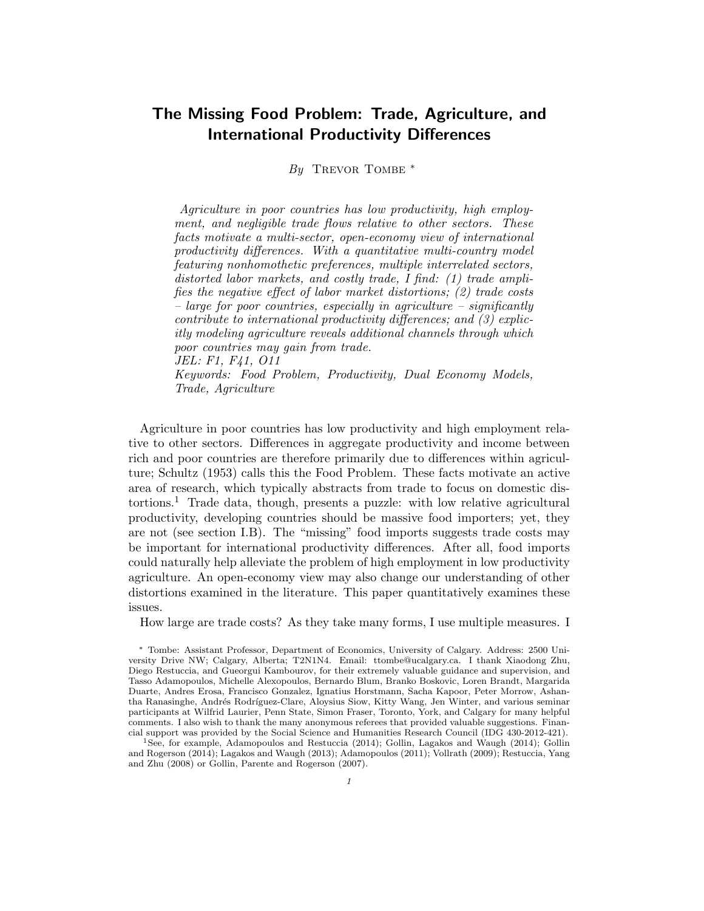# The Missing Food Problem: Trade, Agriculture, and International Productivity Differences

*By* Trevor Tombe [*]

*Agriculture in poor countries has low productivity, high employment, and negligible trade flows relative to other sectors. These facts motivate a multi-sector, open-economy view of international productivity differences. With a quantitative multi-country model featuring nonhomothetic preferences, multiple interrelated sectors, distorted labor markets, and costly trade, I find: (1) trade amplifies the negative effect of labor market distortions; (2) trade costs – large for poor countries, especially in agriculture – significantly contribute to international productivity differences; and (3) explicitly modeling agriculture reveals additional channels through which poor countries may gain from trade.*
*JEL: F1, F41, O11*
*Keywords: Food Problem, Productivity, Dual Economy Models, Trade, Agriculture*

Agriculture in poor countries has low productivity and high employment relative to other sectors. Differences in aggregate productivity and income between rich and poor countries are therefore primarily due to differences within agriculture; Schultz (1953) calls this the Food Problem. These facts motivate an active area of research, which typically abstracts from trade to focus on domestic distortions.[1] Trade data, though, presents a puzzle: with low relative agricultural productivity, developing countries should be massive food importers; yet, they are not (see section I.B). The "missing" food imports suggests trade costs may be important for international productivity differences. After all, food imports could naturally help alleviate the problem of high employment in low productivity agriculture. An open-economy view may also change our understanding of other distortions examined in the literature. This paper quantitatively examines these issues.

How large are trade costs? As they take many forms, I use multiple measures. I

[*] Tombe: Assistant Professor, Department of Economics, University of Calgary. Address: 2500 University Drive NW; Calgary, Alberta; T2N1N4. Email: ttombe@ucalgary.ca. I thank Xiaodong Zhu, Diego Restuccia, and Gueorgui Kambourov, for their extremely valuable guidance and supervision, and Tasso Adamopoulos, Michelle Alexopoulos, Bernardo Blum, Branko Boskovic, Loren Brandt, Margarida Duarte, Andres Erosa, Francisco Gonzalez, Ignatius Horstmann, Sacha Kapoor, Peter Morrow, Ashantha Ranasinghe, Andrés Rodríguez-Clare, Aloysius Siow, Kitty Wang, Jen Winter, and various seminar participants at Wilfrid Laurier, Penn State, Simon Fraser, Toronto, York, and Calgary for many helpful comments. I also wish to thank the many anonymous referees that provided valuable suggestions. Financial support was provided by the Social Science and Humanities Research Council (IDG 430-2012-421).

[1] See, for example, Adamopoulos and Restuccia (2014); Gollin, Lagakos and Waugh (2014); Gollin and Rogerson (2014); Lagakos and Waugh (2013); Adamopoulos (2011); Vollrath (2009); Restuccia, Yang and Zhu (2008) or Gollin, Parente and Rogerson (2007).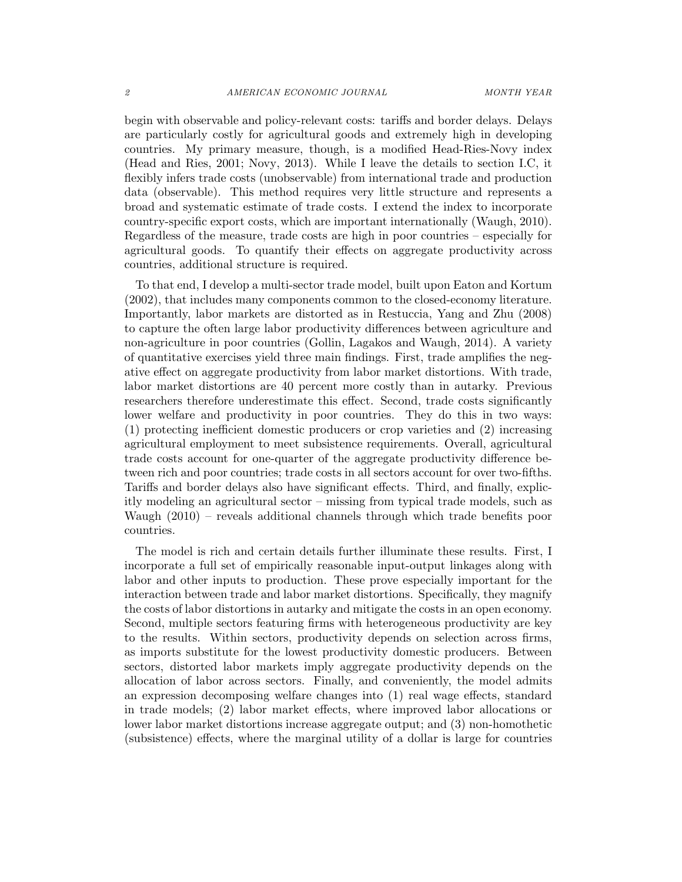begin with observable and policy-relevant costs: tariffs and border delays. Delays are particularly costly for agricultural goods and extremely high in developing countries. My primary measure, though, is a modified Head-Ries-Novy index (Head and Ries, 2001; Novy, 2013). While I leave the details to section I.C, it flexibly infers trade costs (unobservable) from international trade and production data (observable). This method requires very little structure and represents a broad and systematic estimate of trade costs. I extend the index to incorporate country-specific export costs, which are important internationally (Waugh, 2010). Regardless of the measure, trade costs are high in poor countries – especially for agricultural goods. To quantify their effects on aggregate productivity across countries, additional structure is required.

To that end, I develop a multi-sector trade model, built upon Eaton and Kortum (2002), that includes many components common to the closed-economy literature. Importantly, labor markets are distorted as in Restuccia, Yang and Zhu (2008) to capture the often large labor productivity differences between agriculture and non-agriculture in poor countries (Gollin, Lagakos and Waugh, 2014). A variety of quantitative exercises yield three main findings. First, trade amplifies the negative effect on aggregate productivity from labor market distortions. With trade, labor market distortions are 40 percent more costly than in autarky. Previous researchers therefore underestimate this effect. Second, trade costs significantly lower welfare and productivity in poor countries. They do this in two ways: (1) protecting inefficient domestic producers or crop varieties and (2) increasing agricultural employment to meet subsistence requirements. Overall, agricultural trade costs account for one-quarter of the aggregate productivity difference between rich and poor countries; trade costs in all sectors account for over two-fifths. Tariffs and border delays also have significant effects. Third, and finally, explicitly modeling an agricultural sector – missing from typical trade models, such as Waugh (2010) – reveals additional channels through which trade benefits poor countries.

The model is rich and certain details further illuminate these results. First, I incorporate a full set of empirically reasonable input-output linkages along with labor and other inputs to production. These prove especially important for the interaction between trade and labor market distortions. Specifically, they magnify the costs of labor distortions in autarky and mitigate the costs in an open economy. Second, multiple sectors featuring firms with heterogeneous productivity are key to the results. Within sectors, productivity depends on selection across firms, as imports substitute for the lowest productivity domestic producers. Between sectors, distorted labor markets imply aggregate productivity depends on the allocation of labor across sectors. Finally, and conveniently, the model admits an expression decomposing welfare changes into (1) real wage effects, standard in trade models; (2) labor market effects, where improved labor allocations or lower labor market distortions increase aggregate output; and (3) non-homothetic (subsistence) effects, where the marginal utility of a dollar is large for countries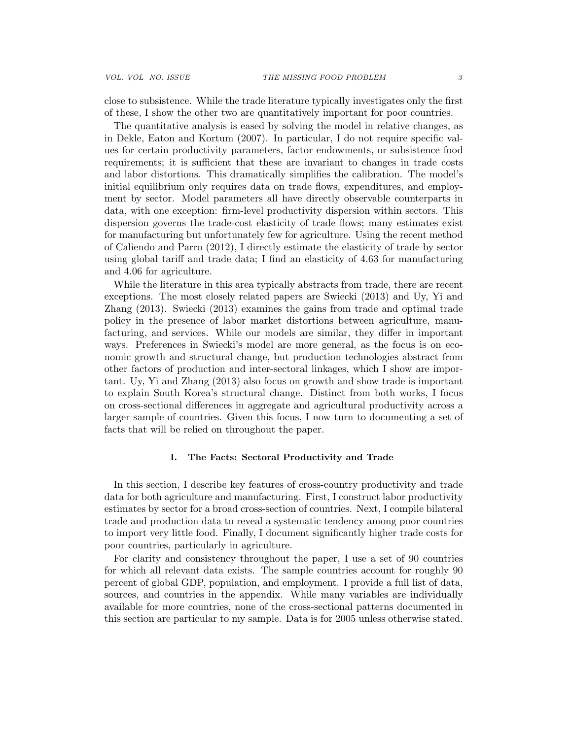close to subsistence. While the trade literature typically investigates only the first of these, I show the other two are quantitatively important for poor countries.

The quantitative analysis is eased by solving the model in relative changes, as in Dekle, Eaton and Kortum (2007). In particular, I do not require specific values for certain productivity parameters, factor endowments, or subsistence food requirements; it is sufficient that these are invariant to changes in trade costs and labor distortions. This dramatically simplifies the calibration. The model's initial equilibrium only requires data on trade flows, expenditures, and employment by sector. Model parameters all have directly observable counterparts in data, with one exception: firm-level productivity dispersion within sectors. This dispersion governs the trade-cost elasticity of trade flows; many estimates exist for manufacturing but unfortunately few for agriculture. Using the recent method of Caliendo and Parro (2012), I directly estimate the elasticity of trade by sector using global tariff and trade data; I find an elasticity of 4.63 for manufacturing and 4.06 for agriculture.

While the literature in this area typically abstracts from trade, there are recent exceptions. The most closely related papers are Swiecki (2013) and Uy, Yi and Zhang (2013). Swiecki (2013) examines the gains from trade and optimal trade policy in the presence of labor market distortions between agriculture, manufacturing, and services. While our models are similar, they differ in important ways. Preferences in Swiecki's model are more general, as the focus is on economic growth and structural change, but production technologies abstract from other factors of production and inter-sectoral linkages, which I show are important. Uy, Yi and Zhang (2013) also focus on growth and show trade is important to explain South Korea's structural change. Distinct from both works, I focus on cross-sectional differences in aggregate and agricultural productivity across a larger sample of countries. Given this focus, I now turn to documenting a set of facts that will be relied on throughout the paper.

## I. The Facts: Sectoral Productivity and Trade

In this section, I describe key features of cross-country productivity and trade data for both agriculture and manufacturing. First, I construct labor productivity estimates by sector for a broad cross-section of countries. Next, I compile bilateral trade and production data to reveal a systematic tendency among poor countries to import very little food. Finally, I document significantly higher trade costs for poor countries, particularly in agriculture.

For clarity and consistency throughout the paper, I use a set of 90 countries for which all relevant data exists. The sample countries account for roughly 90 percent of global GDP, population, and employment. I provide a full list of data, sources, and countries in the appendix. While many variables are individually available for more countries, none of the cross-sectional patterns documented in this section are particular to my sample. Data is for 2005 unless otherwise stated.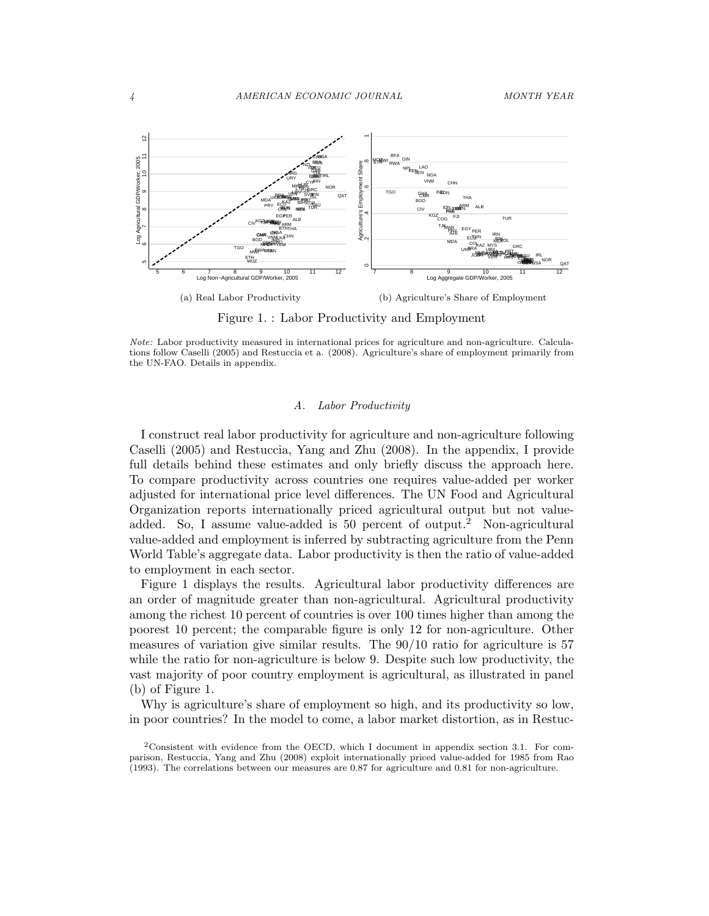(a) Real Labor Productivity

(b) Agriculture's Share of Employment

Figure 1. : Labor Productivity and Employment

*Note:* Labor productivity measured in international prices for agriculture and non-agriculture. Calculations follow Caselli (2005) and Restuccia et a. (2008). Agriculture's share of employment primarily from the UN-FAO. Details in appendix.

### A. *Labor Productivity*

I construct real labor productivity for agriculture and non-agriculture following Caselli (2005) and Restuccia, Yang and Zhu (2008). In the appendix, I provide full details behind these estimates and only briefly discuss the approach here. To compare productivity across countries one requires value-added per worker adjusted for international price level differences. The UN Food and Agricultural Organization reports internationally priced agricultural output but not value-added. So, I assume value-added is 50 percent of output.[2] Non-agricultural value-added and employment is inferred by subtracting agriculture from the Penn World Table's aggregate data. Labor productivity is then the ratio of value-added to employment in each sector.

Figure 1 displays the results. Agricultural labor productivity differences are an order of magnitude greater than non-agricultural. Agricultural productivity among the richest 10 percent of countries is over 100 times higher than among the poorest 10 percent; the comparable figure is only 12 for non-agriculture. Other measures of variation give similar results. The 90/10 ratio for agriculture is 57 while the ratio for non-agriculture is below 9. Despite such low productivity, the vast majority of poor country employment is agricultural, as illustrated in panel (b) of Figure 1.

Why is agriculture's share of employment so high, and its productivity so low, in poor countries? In the model to come, a labor market distortion, as in Restuc-

[2]Consistent with evidence from the OECD, which I document in appendix section 3.1. For comparison, Restuccia, Yang and Zhu (2008) exploit internationally priced value-added for 1985 from Rao (1993). The correlations between our measures are 0.87 for agriculture and 0.81 for non-agriculture.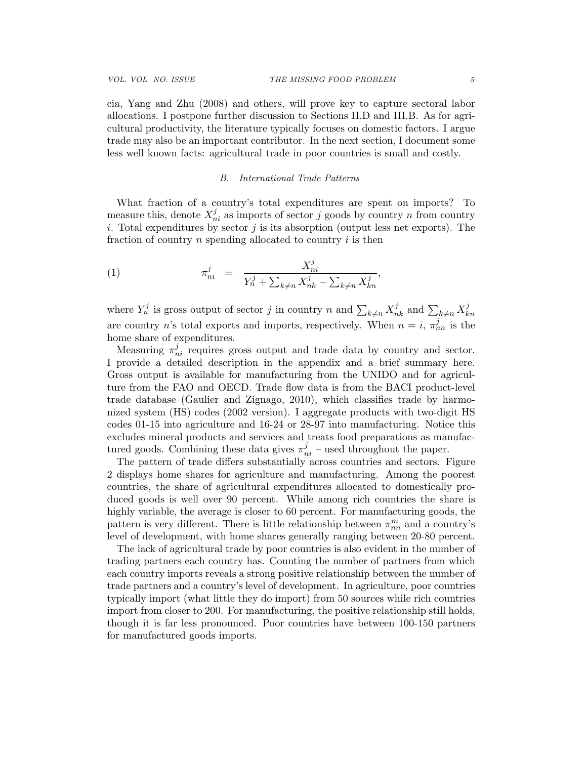cia, Yang and Zhu (2008) and others, will prove key to capture sectoral labor allocations. I postpone further discussion to Sections II.D and III.B. As for agricultural productivity, the literature typically focuses on domestic factors. I argue trade may also be an important contributor. In the next section, I document some less well known facts: agricultural trade in poor countries is small and costly.

### B. *International Trade Patterns*

What fraction of a country's total expenditures are spent on imports? To measure this, denote $X_{ni}^j$ as imports of sector $j$ goods by country $n$ from country $i$. Total expenditures by sector $j$ is its absorption (output less net exports). The fraction of country $n$ spending allocated to country $i$ is then

$$\pi_{ni}^j \quad = \quad \frac{X_{ni}^j}{Y_n^j + \sum_{k \neq n} X_{nk}^j - \sum_{k \neq n} X_{kn}^j}, \tag{1}$$

where $Y_n^j$ is gross output of sector $j$ in country $n$ and $\sum_{k \neq n} X_{nk}^j$ and $\sum_{k \neq n} X_{kn}^j$ are country $n$'s total exports and imports, respectively. When $n = i$, $\pi_{nn}^j$ is the home share of expenditures.

Measuring $\pi_{ni}^j$ requires gross output and trade data by country and sector. I provide a detailed description in the appendix and a brief summary here. Gross output is available for manufacturing from the UNIDO and for agriculture from the FAO and OECD. Trade flow data is from the BACI product-level trade database (Gaulier and Zignago, 2010), which classifies trade by harmonized system (HS) codes (2002 version). I aggregate products with two-digit HS codes 01-15 into agriculture and 16-24 or 28-97 into manufacturing. Notice this excludes mineral products and services and treats food preparations as manufactured goods. Combining these data gives $\pi_{ni}^j$ – used throughout the paper.

The pattern of trade differs substantially across countries and sectors. Figure 2 displays home shares for agriculture and manufacturing. Among the poorest countries, the share of agricultural expenditures allocated to domestically produced goods is well over 90 percent. While among rich countries the share is highly variable, the average is closer to 60 percent. For manufacturing goods, the pattern is very different. There is little relationship between $\pi_{nn}^m$ and a country's level of development, with home shares generally ranging between 20-80 percent.

The lack of agricultural trade by poor countries is also evident in the number of trading partners each country has. Counting the number of partners from which each country imports reveals a strong positive relationship between the number of trade partners and a country's level of development. In agriculture, poor countries typically import (what little they do import) from 50 sources while rich countries import from closer to 200. For manufacturing, the positive relationship still holds, though it is far less pronounced. Poor countries have between 100-150 partners for manufactured goods imports.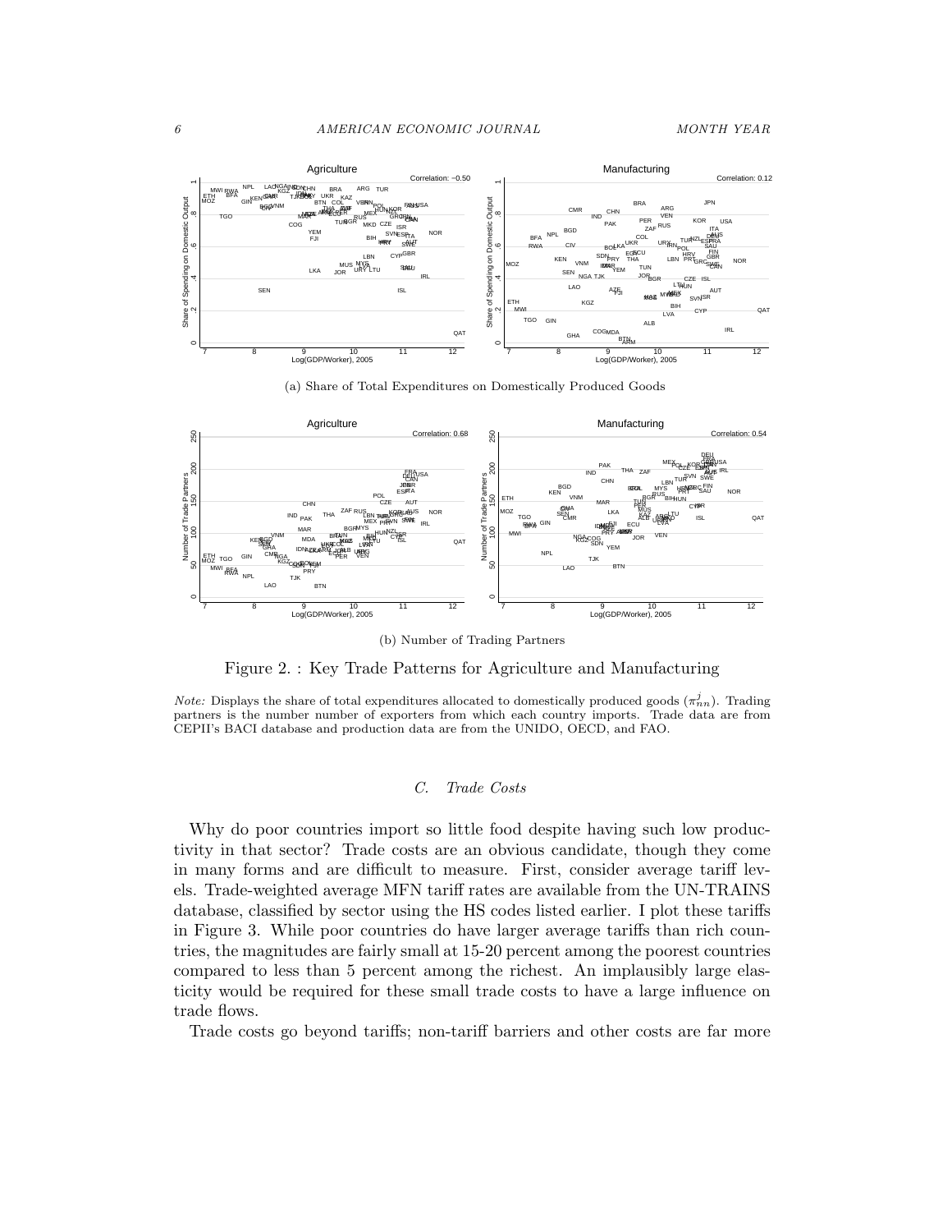(a) Share of Total Expenditures on Domestically Produced Goods

(b) Number of Trading Partners

Figure 2. : Key Trade Patterns for Agriculture and Manufacturing

*Note:* Displays the share of total expenditures allocated to domestically produced goods ($\pi^j_{nn}$). Trading partners is the number number of exporters from which each country imports. Trade data are from CEPII's BACI database and production data are from the UNIDO, OECD, and FAO.

### C. *Trade Costs*

Why do poor countries import so little food despite having such low productivity in that sector? Trade costs are an obvious candidate, though they come in many forms and are difficult to measure. First, consider average tariff levels. Trade-weighted average MFN tariff rates are available from the UN-TRAINS database, classified by sector using the HS codes listed earlier. I plot these tariffs in Figure 3. While poor countries do have larger average tariffs than rich countries, the magnitudes are fairly small at 15-20 percent among the poorest countries compared to less than 5 percent among the richest. An implausibly large elasticity would be required for these small trade costs to have a large influence on trade flows.

Trade costs go beyond tariffs; non-tariff barriers and other costs are far more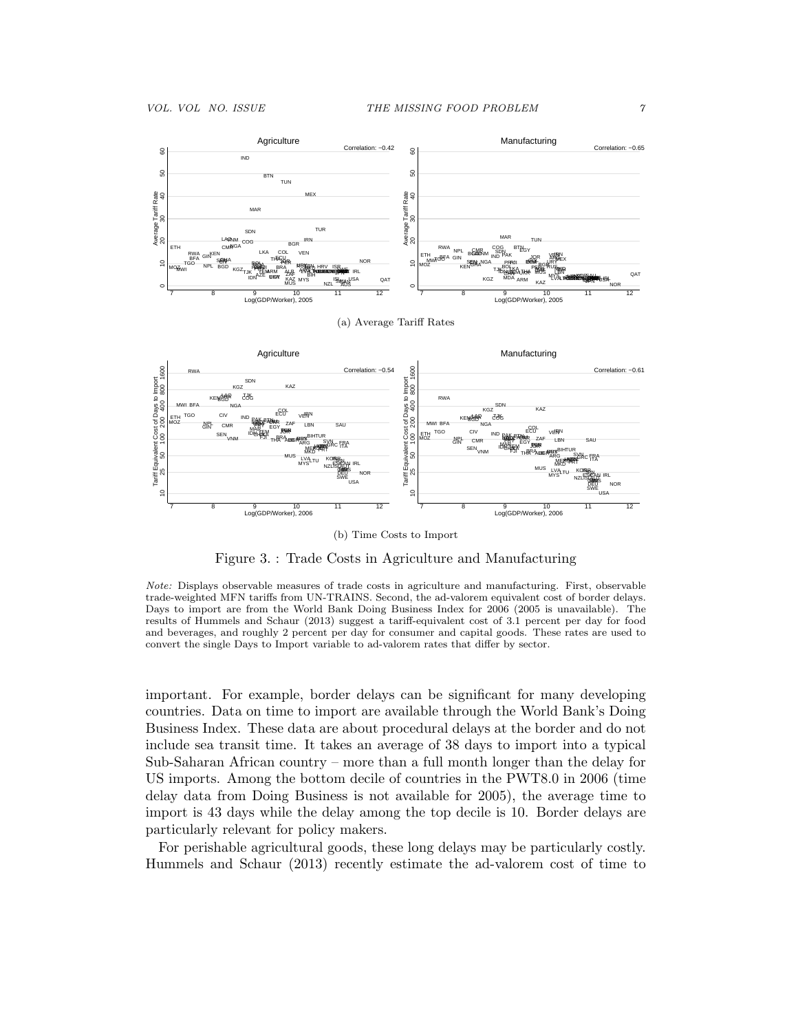(a) Average Tariff Rates

(b) Time Costs to Import

Figure 3. : Trade Costs in Agriculture and Manufacturing

*Note:* Displays observable measures of trade costs in agriculture and manufacturing. First, observable trade-weighted MFN tariffs from UN-TRAINS. Second, the ad-valorem equivalent cost of border delays. Days to import are from the World Bank Doing Business Index for 2006 (2005 is unavailable). The results of Hummels and Schaur (2013) suggest a tariff-equivalent cost of 3.1 percent per day for food and beverages, and roughly 2 percent per day for consumer and capital goods. These rates are used to convert the single Days to Import variable to ad-valorem rates that differ by sector.

important. For example, border delays can be significant for many developing countries. Data on time to import are available through the World Bank's Doing Business Index. These data are about procedural delays at the border and do not include sea transit time. It takes an average of 38 days to import into a typical Sub-Saharan African country – more than a full month longer than the delay for US imports. Among the bottom decile of countries in the PWT8.0 in 2006 (time delay data from Doing Business is not available for 2005), the average time to import is 43 days while the delay among the top decile is 10. Border delays are particularly relevant for policy makers.

For perishable agricultural goods, these long delays may be particularly costly. Hummels and Schaur (2013) recently estimate the ad-valorem cost of time to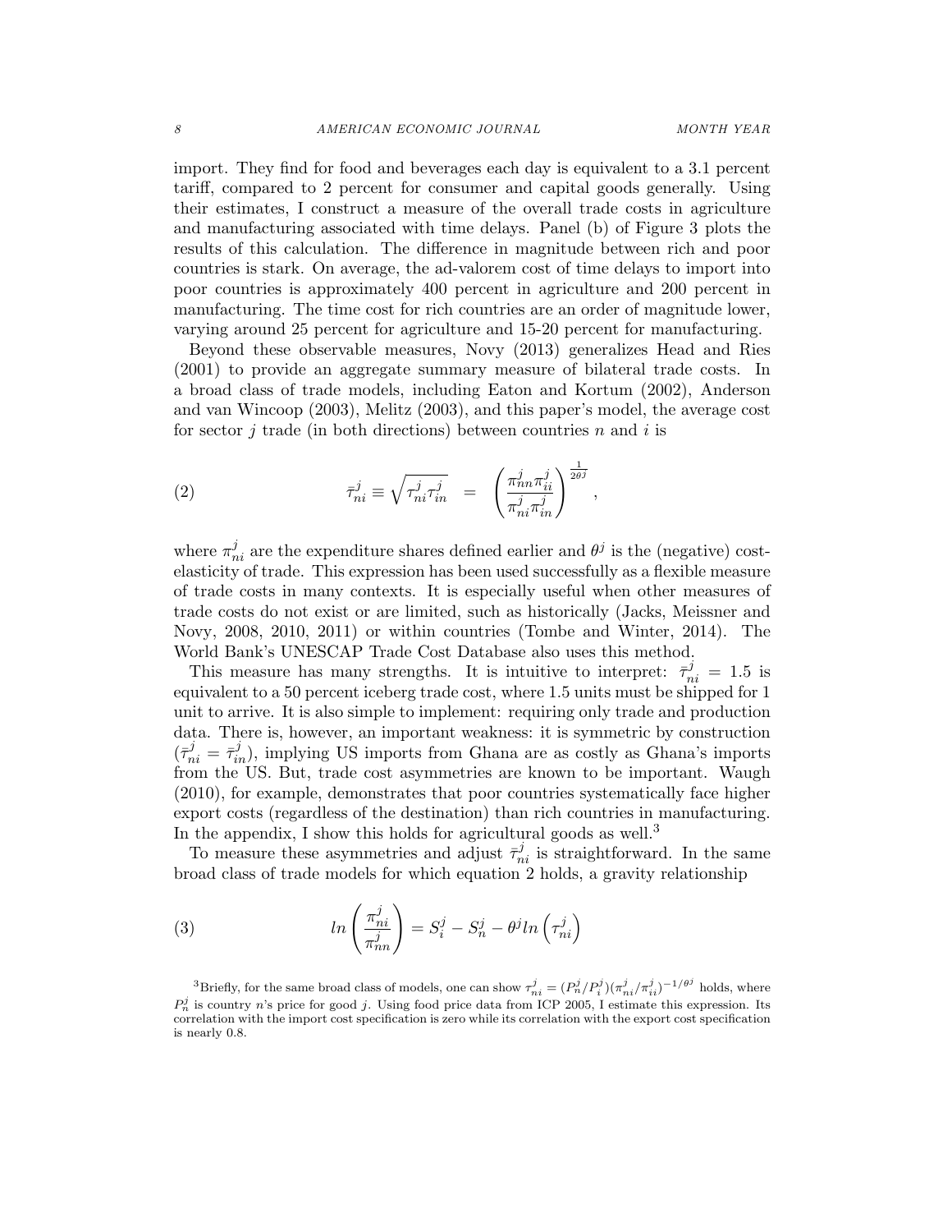import. They find for food and beverages each day is equivalent to a 3.1 percent tariff, compared to 2 percent for consumer and capital goods generally. Using their estimates, I construct a measure of the overall trade costs in agriculture and manufacturing associated with time delays. Panel (b) of Figure 3 plots the results of this calculation. The difference in magnitude between rich and poor countries is stark. On average, the ad-valorem cost of time delays to import into poor countries is approximately 400 percent in agriculture and 200 percent in manufacturing. The time cost for rich countries are an order of magnitude lower, varying around 25 percent for agriculture and 15-20 percent for manufacturing.

Beyond these observable measures, Novy (2013) generalizes Head and Ries (2001) to provide an aggregate summary measure of bilateral trade costs. In a broad class of trade models, including Eaton and Kortum (2002), Anderson and van Wincoop (2003), Melitz (2003), and this paper's model, the average cost for sector $j$ trade (in both directions) between countries $n$ and $i$ is

$$\bar{\tau}^j_{ni} \equiv \sqrt{\tau^j_{ni}\tau^j_{in}} \quad = \quad \left(\frac{\pi^j_{nn}\pi^j_{ii}}{\pi^j_{ni}\pi^j_{in}}\right)^{\frac{1}{2\theta^j}}, \tag{2}$$

where $\pi^j_{ni}$ are the expenditure shares defined earlier and $\theta^j$ is the (negative) cost-elasticity of trade. This expression has been used successfully as a flexible measure of trade costs in many contexts. It is especially useful when other measures of trade costs do not exist or are limited, such as historically (Jacks, Meissner and Novy, 2008, 2010, 2011) or within countries (Tombe and Winter, 2014). The World Bank's UNESCAP Trade Cost Database also uses this method.

This measure has many strengths. It is intuitive to interpret: $\bar{\tau}^j_{ni} = 1.5$ is equivalent to a 50 percent iceberg trade cost, where 1.5 units must be shipped for 1 unit to arrive. It is also simple to implement: requiring only trade and production data. There is, however, an important weakness: it is symmetric by construction ($\bar{\tau}^j_{ni} = \bar{\tau}^j_{in}$), implying US imports from Ghana are as costly as Ghana's imports from the US. But, trade cost asymmetries are known to be important. Waugh (2010), for example, demonstrates that poor countries systematically face higher export costs (regardless of the destination) than rich countries in manufacturing. In the appendix, I show this holds for agricultural goods as well.[3]

To measure these asymmetries and adjust $\bar{\tau}^j_{ni}$ is straightforward. In the same broad class of trade models for which equation 2 holds, a gravity relationship

$$ln\left(\frac{\pi^j_{ni}}{\pi^j_{nn}}\right) = S^j_i - S^j_n - \theta^j ln\left(\tau^j_{ni}\right) \tag{3}$$

[3]Briefly, for the same broad class of models, one can show $\tau^j_{ni} = (P^j_n/P^j_i)(\pi^j_{ni}/\pi^j_{ii})^{-1/\theta^j}$ holds, where $P^j_n$ is country $n$'s price for good $j$. Using food price data from ICP 2005, I estimate this expression. Its correlation with the import cost specification is zero while its correlation with the export cost specification is nearly 0.8.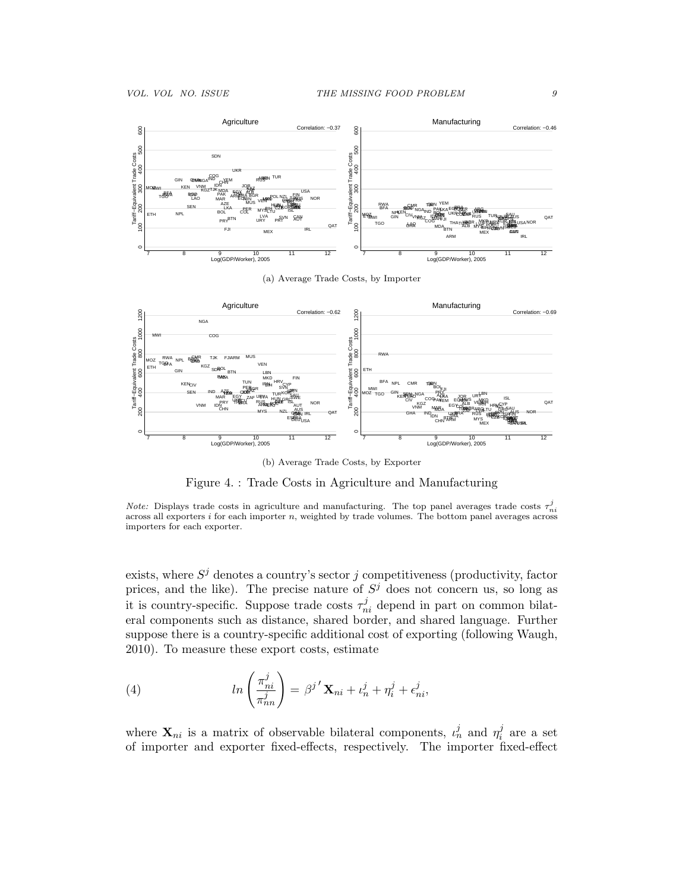(a) Average Trade Costs, by Importer

(b) Average Trade Costs, by Exporter

Figure 4. : Trade Costs in Agriculture and Manufacturing

*Note:* Displays trade costs in agriculture and manufacturing. The top panel averages trade costs $\tau_{ni}^{j}$ across all exporters $i$ for each importer $n$, weighted by trade volumes. The bottom panel averages across importers for each exporter.

exists, where $S^j$ denotes a country's sector $j$ competitiveness (productivity, factor prices, and the like). The precise nature of $S^j$ does not concern us, so long as it is country-specific. Suppose trade costs $\tau_{ni}^{j}$ depend in part on common bilateral components such as distance, shared border, and shared language. Further suppose there is a country-specific additional cost of exporting (following Waugh, 2010). To measure these export costs, estimate

$$ln\left(\frac{\pi_{ni}^{j}}{\pi_{nn}^{j}}\right) = \beta^{j\prime}\mathbf{X}_{ni} + \iota_{n}^{j} + \eta_{i}^{j} + \epsilon_{ni}^{j}, \tag{4}$$

where $\mathbf{X}_{ni}$ is a matrix of observable bilateral components, $\iota_{n}^{j}$ and $\eta_{i}^{j}$ are a set of importer and exporter fixed-effects, respectively. The importer fixed-effect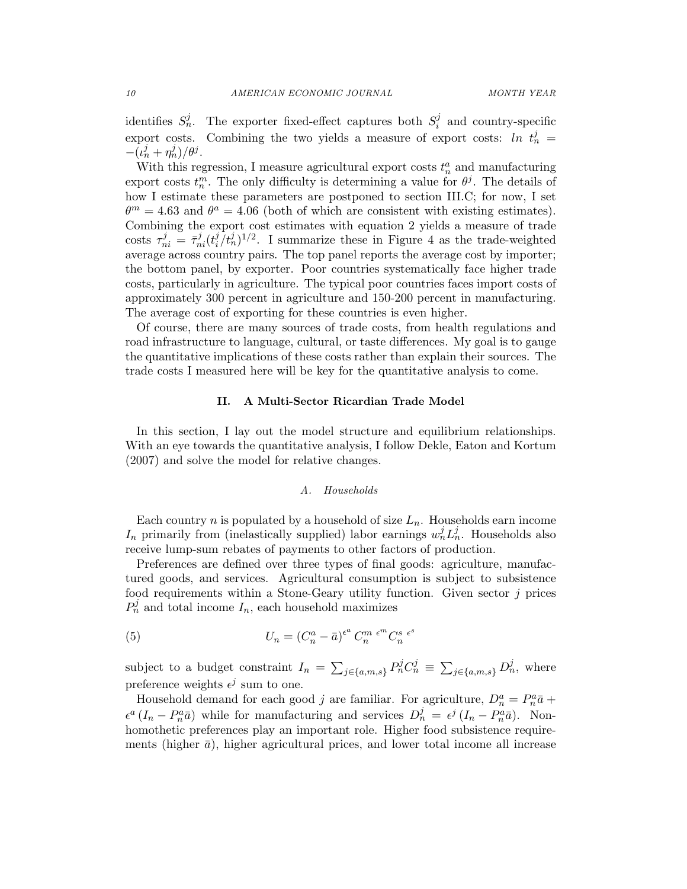identifies $S_n^j$. The exporter fixed-effect captures both $S_i^j$ and country-specific export costs. Combining the two yields a measure of export costs: $ln\ t_n^j = -(\iota_n^j + \eta_m^j)/\theta^j$.

With this regression, I measure agricultural export costs $t_n^a$ and manufacturing export costs $t_n^m$. The only difficulty is determining a value for $\theta^j$. The details of how I estimate these parameters are postponed to section III.C; for now, I set $\theta^m = 4.63$ and $\theta^a = 4.06$ (both of which are consistent with existing estimates). Combining the export cost estimates with equation 2 yields a measure of trade costs $\tau_{ni}^j = \bar{\tau}_{ni}^j (t_i^j / t_n^j)^{1/2}$. I summarize these in Figure 4 as the trade-weighted average across country pairs. The top panel reports the average cost by importer; the bottom panel, by exporter. Poor countries systematically face higher trade costs, particularly in agriculture. The typical poor countries faces import costs of approximately 300 percent in agriculture and 150-200 percent in manufacturing. The average cost of exporting for these countries is even higher.

Of course, there are many sources of trade costs, from health regulations and road infrastructure to language, cultural, or taste differences. My goal is to gauge the quantitative implications of these costs rather than explain their sources. The trade costs I measured here will be key for the quantitative analysis to come.

## II. A Multi-Sector Ricardian Trade Model

In this section, I lay out the model structure and equilibrium relationships. With an eye towards the quantitative analysis, I follow Dekle, Eaton and Kortum (2007) and solve the model for relative changes.

### A. *Households*

Each country $n$ is populated by a household of size $L_n$. Households earn income $I_n$ primarily from (inelastically supplied) labor earnings $w_n^j L_n^j$. Households also receive lump-sum rebates of payments to other factors of production.

Preferences are defined over three types of final goods: agriculture, manufactured goods, and services. Agricultural consumption is subject to subsistence food requirements within a Stone-Geary utility function. Given sector $j$ prices $P_n^j$ and total income $I_n$, each household maximizes

$$U_n = (C_n^a - \bar{a})^{\epsilon^a}\, C_n^{m\ \epsilon^m} C_n^{s\ \epsilon^s} \tag{5}$$

subject to a budget constraint $I_n = \sum_{j \in \{a,m,s\}} P_n^j C_n^j \equiv \sum_{j \in \{a,m,s\}} D_n^j$, where preference weights $\epsilon^j$ sum to one.

Household demand for each good $j$ are familiar. For agriculture, $D_n^a = P_n^a \bar{a} + \epsilon^a (I_n - P_n^a \bar{a})$ while for manufacturing and services $D_n^j = \epsilon^j (I_n - P_n^a \bar{a})$. Non-homothetic preferences play an important role. Higher food subsistence requirements (higher $\bar{a}$), higher agricultural prices, and lower total income all increase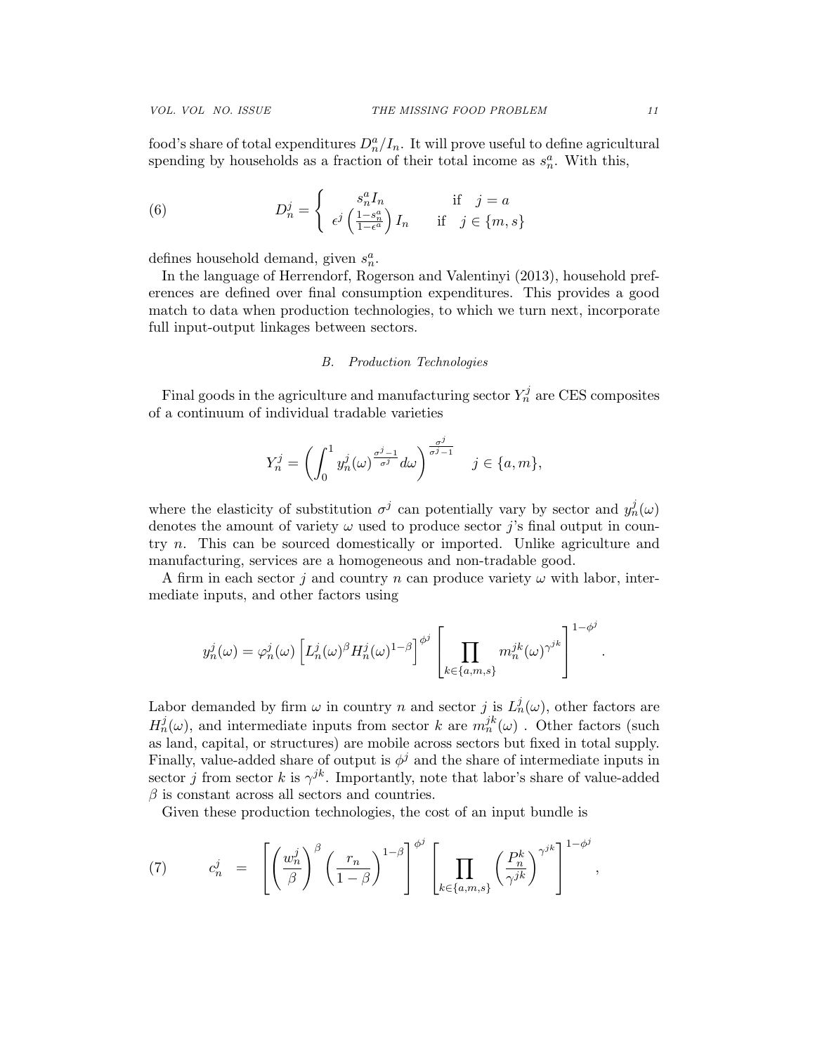food's share of total expenditures $D_n^a/I_n$. It will prove useful to define agricultural spending by households as a fraction of their total income as $s_n^a$. With this,

$$
D_n^j = \begin{cases} s_n^a I_n & \text{if} \quad j = a \\ \epsilon^j \left(\frac{1-s_n^a}{1-\epsilon^a}\right) I_n & \text{if} \quad j \in \{m, s\} \end{cases} \tag{6}
$$

defines household demand, given $s_n^a$.

In the language of Herrendorf, Rogerson and Valentinyi (2013), household preferences are defined over final consumption expenditures. This provides a good match to data when production technologies, to which we turn next, incorporate full input-output linkages between sectors.

### B. Production Technologies

Final goods in the agriculture and manufacturing sector $Y_n^j$ are CES composites of a continuum of individual tradable varieties

$$
Y_n^j = \left( \int_0^1 y_n^j(\omega)^{\frac{\sigma^j - 1}{\sigma^j}} d\omega \right)^{\frac{\sigma^j}{\sigma^j - 1}} \quad j \in \{a, m\},
$$

where the elasticity of substitution $\sigma^j$ can potentially vary by sector and $y_n^j(\omega)$ denotes the amount of variety $\omega$ used to produce sector $j$'s final output in country $n$. This can be sourced domestically or imported. Unlike agriculture and manufacturing, services are a homogeneous and non-tradable good.

A firm in each sector $j$ and country $n$ can produce variety $\omega$ with labor, intermediate inputs, and other factors using

$$
y_n^j(\omega) = \varphi_n^j(\omega) \left[ L_n^j(\omega)^\beta H_n^j(\omega)^{1-\beta} \right]^{\phi^j} \left[ \prod_{k \in \{a,m,s\}} m_n^{jk}(\omega)^{\gamma^{jk}} \right]^{1-\phi^j}.
$$

Labor demanded by firm $\omega$ in country $n$ and sector $j$ is $L_n^j(\omega)$, other factors are $H_n^j(\omega)$, and intermediate inputs from sector $k$ are $m_n^{jk}(\omega)$ . Other factors (such as land, capital, or structures) are mobile across sectors but fixed in total supply. Finally, value-added share of output is $\phi^j$ and the share of intermediate inputs in sector $j$ from sector $k$ is $\gamma^{jk}$. Importantly, note that labor's share of value-added $\beta$ is constant across all sectors and countries.

Given these production technologies, the cost of an input bundle is

$$
c_n^j = \left[ \left( \frac{w_n^j}{\beta} \right)^\beta \left( \frac{r_n}{1-\beta} \right)^{1-\beta} \right]^{\phi^j} \left[ \prod_{k \in \{a,m,s\}} \left( \frac{P_n^k}{\gamma^{jk}} \right)^{\gamma^{jk}} \right]^{1-\phi^j}, \tag{7}
$$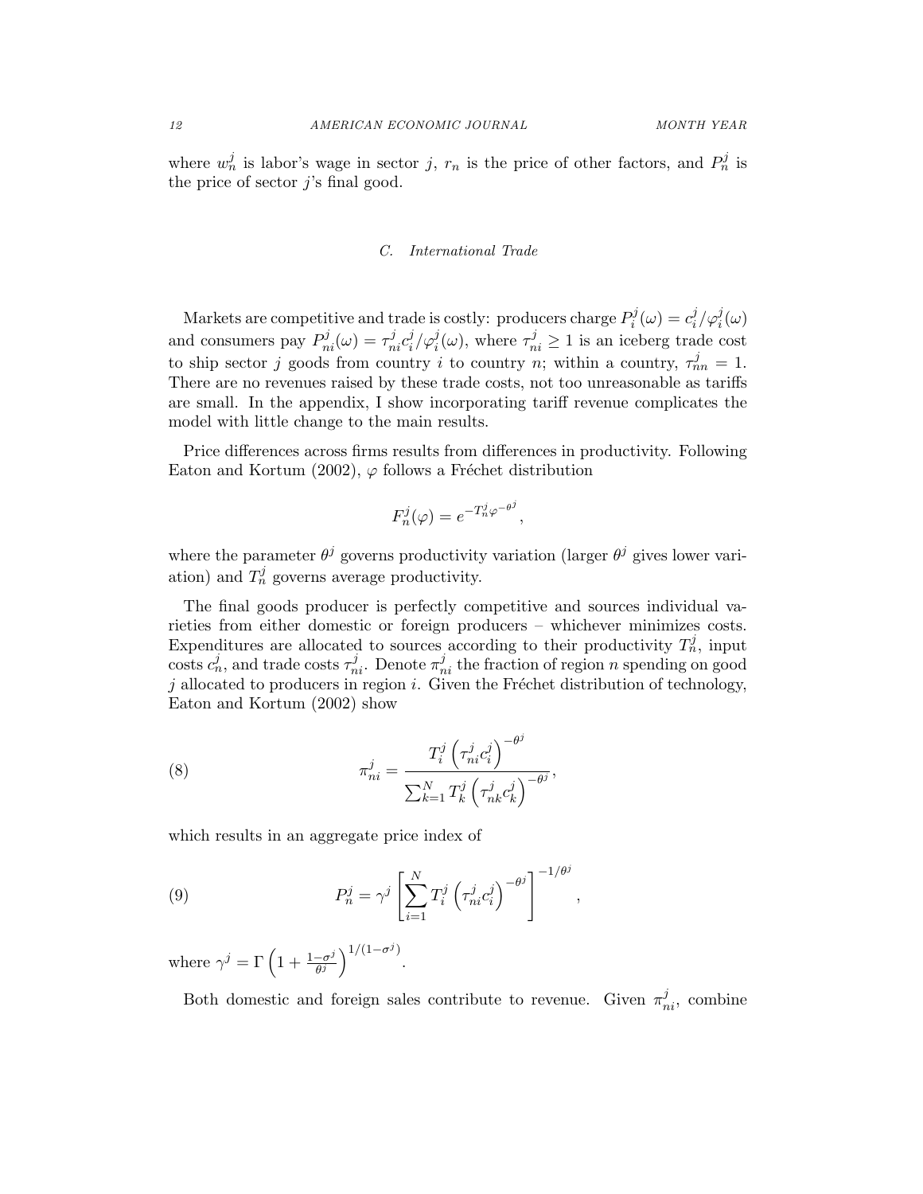where $w_n^j$ is labor's wage in sector $j$, $r_n$ is the price of other factors, and $P_n^j$ is the price of sector $j$'s final good.

### C. International Trade

Markets are competitive and trade is costly: producers charge $P_i^j(\omega) = c_i^j/\varphi_i^j(\omega)$ and consumers pay $P_{ni}^j(\omega) = \tau_{ni}^j c_i^j/\varphi_i^j(\omega)$, where $\tau_{ni}^j \geq 1$ is an iceberg trade cost to ship sector $j$ goods from country $i$ to country $n$; within a country, $\tau_{nn}^j = 1$. There are no revenues raised by these trade costs, not too unreasonable as tariffs are small. In the appendix, I show incorporating tariff revenue complicates the model with little change to the main results.

Price differences across firms results from differences in productivity. Following Eaton and Kortum (2002), $\varphi$ follows a Fréchet distribution

$$F_n^j(\varphi) = e^{-T_n^j \varphi^{-\theta^j}},$$

where the parameter $\theta^j$ governs productivity variation (larger $\theta^j$ gives lower variation) and $T_n^j$ governs average productivity.

The final goods producer is perfectly competitive and sources individual varieties from either domestic or foreign producers – whichever minimizes costs. Expenditures are allocated to sources according to their productivity $T_n^j$, input costs $c_n^j$, and trade costs $\tau_{ni}^j$. Denote $\pi_{ni}^j$ the fraction of region $n$ spending on good $j$ allocated to producers in region $i$. Given the Fréchet distribution of technology, Eaton and Kortum (2002) show

$$\pi_{ni}^j = \frac{T_i^j \left(\tau_{ni}^j c_i^j\right)^{-\theta^j}}{\sum_{k=1}^N T_k^j \left(\tau_{nk}^j c_k^j\right)^{-\theta^j}}, \tag{8}$$

which results in an aggregate price index of

$$P_n^j = \gamma^j \left[\sum_{i=1}^N T_i^j \left(\tau_{ni}^j c_i^j\right)^{-\theta^j}\right]^{-1/\theta^j}, \tag{9}$$

where $\gamma^j = \Gamma\left(1 + \frac{1-\sigma^j}{\theta^j}\right)^{1/(1-\sigma^j)}$.

Both domestic and foreign sales contribute to revenue. Given $\pi_{ni}^j$, combine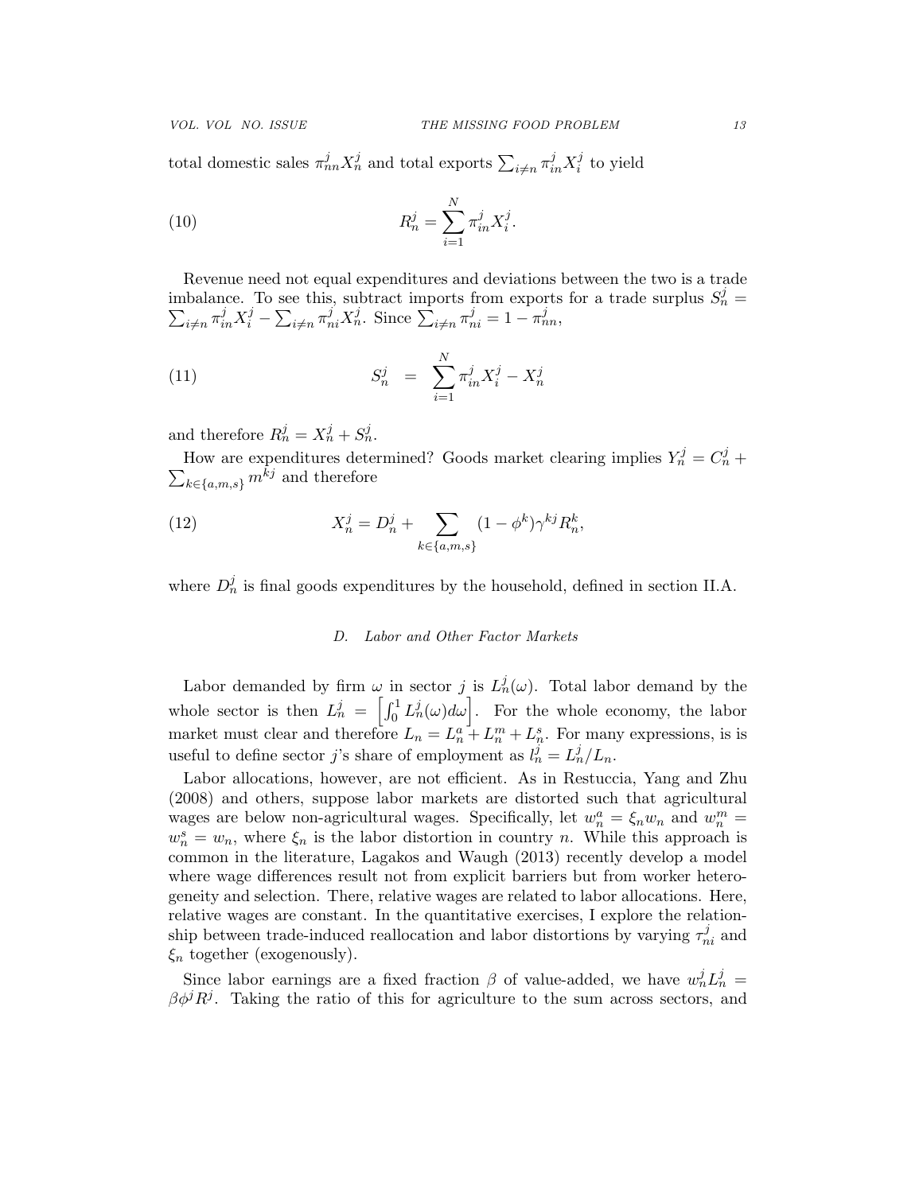total domestic sales $\pi_{nn}^j X_n^j$ and total exports $\sum_{i \neq n} \pi_{in}^j X_i^j$ to yield

$$R_n^j = \sum_{i=1}^{N} \pi_{in}^j X_i^j. \tag{10}$$

Revenue need not equal expenditures and deviations between the two is a trade imbalance. To see this, subtract imports from exports for a trade surplus $S_n^j = \sum_{i \neq n} \pi_{in}^j X_i^j - \sum_{i \neq n} \pi_{ni}^j X_n^j$. Since $\sum_{i \neq n} \pi_{ni}^j = 1 - \pi_{nn}^j$,

$$S_n^j \;\; = \;\; \sum_{i=1}^{N} \pi_{in}^j X_i^j - X_n^j \tag{11}$$

and therefore $R_n^j = X_n^j + S_n^j$.

How are expenditures determined? Goods market clearing implies $Y_n^j = C_n^j + \sum_{k \in \{a,m,s\}} m^{kj}$ and therefore

$$X_n^j = D_n^j + \sum_{k \in \{a,m,s\}} (1 - \phi^k) \gamma^{kj} R_n^k, \tag{12}$$

where $D_n^j$ is final goods expenditures by the household, defined in section II.A.

### *D. Labor and Other Factor Markets*

Labor demanded by firm $\omega$ in sector $j$ is $L_n^j(\omega)$. Total labor demand by the whole sector is then $L_n^j = \left[\int_0^1 L_n^j(\omega) d\omega\right]$. For the whole economy, the labor market must clear and therefore $L_n = L_n^a + L_n^m + L_n^s$. For many expressions, is is useful to define sector $j$'s share of employment as $l_n^j = L_n^j / L_n$.

Labor allocations, however, are not efficient. As in Restuccia, Yang and Zhu (2008) and others, suppose labor markets are distorted such that agricultural wages are below non-agricultural wages. Specifically, let $w_n^a = \xi_n w_n$ and $w_n^m = w_n^s = w_n$, where $\xi_n$ is the labor distortion in country $n$. While this approach is common in the literature, Lagakos and Waugh (2013) recently develop a model where wage differences result not from explicit barriers but from worker heterogeneity and selection. There, relative wages are related to labor allocations. Here, relative wages are constant. In the quantitative exercises, I explore the relationship between trade-induced reallocation and labor distortions by varying $\tau_{ni}^j$ and $\xi_n$ together (exogenously).

Since labor earnings are a fixed fraction $\beta$ of value-added, we have $w_n^j L_n^j = \beta \phi^j R^j$. Taking the ratio of this for agriculture to the sum across sectors, and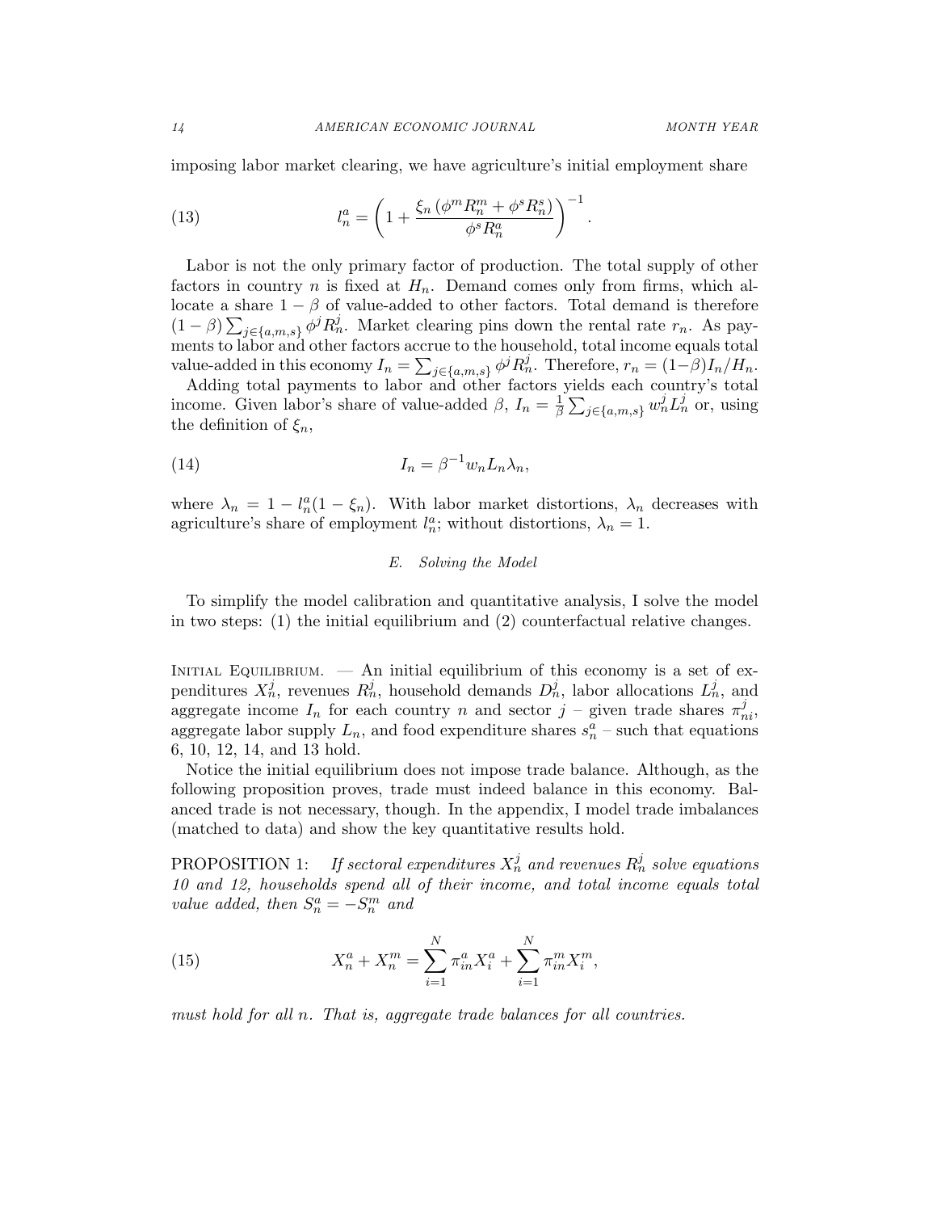imposing labor market clearing, we have agriculture's initial employment share

$$l_n^a = \left(1 + \frac{\xi_n \left(\phi^m R_n^m + \phi^s R_n^s\right)}{\phi^s R_n^a}\right)^{-1}. \tag{13}$$

Labor is not the only primary factor of production. The total supply of other factors in country $n$ is fixed at $H_n$. Demand comes only from firms, which allocate a share $1-\beta$ of value-added to other factors. Total demand is therefore $(1-\beta)\sum_{j\in\{a,m,s\}}\phi^j R_n^j$. Market clearing pins down the rental rate $r_n$. As payments to labor and other factors accrue to the household, total income equals total value-added in this economy $I_n = \sum_{j\in\{a,m,s\}}\phi^j R_n^j$. Therefore, $r_n = (1-\beta)I_n/H_n$.

Adding total payments to labor and other factors yields each country's total income. Given labor's share of value-added $\beta$, $I_n = \frac{1}{\beta}\sum_{j\in\{a,m,s\}} w_n^j L_n^j$ or, using the definition of $\xi_n$,

$$I_n = \beta^{-1} w_n L_n \lambda_n, \tag{14}$$

where $\lambda_n = 1 - l_n^a(1-\xi_n)$. With labor market distortions, $\lambda_n$ decreases with agriculture's share of employment $l_n^a$; without distortions, $\lambda_n = 1$.

### E. Solving the Model

To simplify the model calibration and quantitative analysis, I solve the model in two steps: (1) the initial equilibrium and (2) counterfactual relative changes.

Initial Equilibrium. — An initial equilibrium of this economy is a set of expenditures $X_n^j$, revenues $R_n^j$, household demands $D_n^j$, labor allocations $L_n^j$, and aggregate income $I_n$ for each country $n$ and sector $j$ – given trade shares $\pi_{ni}^j$, aggregate labor supply $L_n$, and food expenditure shares $s_n^a$ – such that equations 6, 10, 12, 14, and 13 hold.

Notice the initial equilibrium does not impose trade balance. Although, as the following proposition proves, trade must indeed balance in this economy. Balanced trade is not necessary, though. In the appendix, I model trade imbalances (matched to data) and show the key quantitative results hold.

PROPOSITION 1: *If sectoral expenditures $X_n^j$ and revenues $R_n^j$ solve equations 10 and 12, households spend all of their income, and total income equals total value added, then $S_n^a = -S_n^m$ and*

$$X_n^a + X_n^m = \sum_{i=1}^{N} \pi_{in}^a X_i^a + \sum_{i=1}^{N} \pi_{in}^m X_i^m, \tag{15}$$

*must hold for all $n$. That is, aggregate trade balances for all countries.*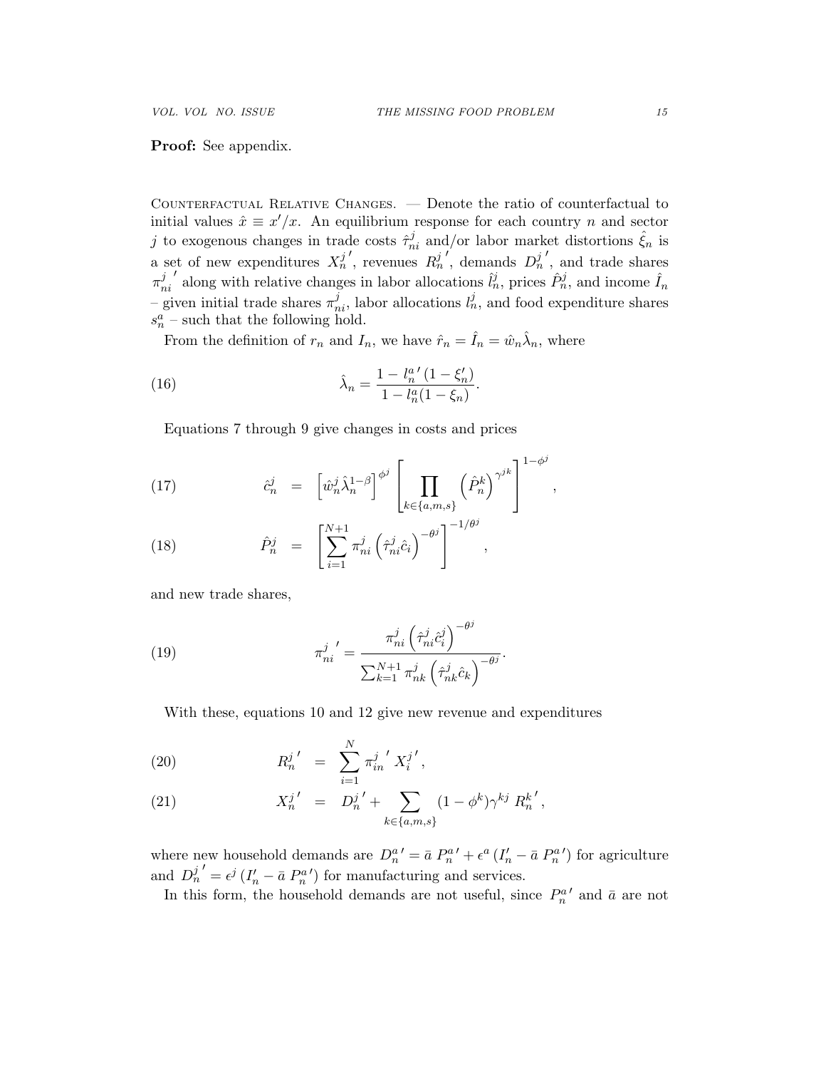**Proof:** See appendix.

Counterfactual Relative Changes. — Denote the ratio of counterfactual to initial values $\hat{x} \equiv x'/x$. An equilibrium response for each country $n$ and sector $j$ to exogenous changes in trade costs $\hat{\tau}^j_{ni}$ and/or labor market distortions $\hat{\xi}_n$ is a set of new expenditures ${X^j_n}'$, revenues ${R^j_n}'$, demands ${D^j_n}'$, and trade shares ${\pi^j_{ni}}'$ along with relative changes in labor allocations $\hat{l}^j_n$, prices $\hat{P}^j_n$, and income $\hat{I}_n$ – given initial trade shares $\pi^j_{ni}$, labor allocations $l^j_n$, and food expenditure shares $s^a_n$ – such that the following hold.

From the definition of $r_n$ and $I_n$, we have $\hat{r}_n = \hat{I}_n = \hat{w}_n \hat{\lambda}_n$, where

$$\hat{\lambda}_n = \frac{1 - {l^a_n}' (1 - \xi'_n)}{1 - l^a_n (1 - \xi_n)}. \tag{16}$$

Equations 7 through 9 give changes in costs and prices

$$\hat{c}^j_n = \left[\hat{w}^j_n \hat{\lambda}^{1-\beta}_n\right]^{\phi^j} \left[\prod_{k \in \{a,m,s\}} \left(\hat{P}^k_n\right)^{\gamma^{jk}}\right]^{1-\phi^j}, \tag{17}$$

$$\hat{P}^j_n = \left[\sum_{i=1}^{N+1} \pi^j_{ni} \left(\hat{\tau}^j_{ni} \hat{c}_i\right)^{-\theta^j}\right]^{-1/\theta^j}, \tag{18}$$

and new trade shares,

$$ {\pi^j_{ni}}' = \frac{\pi^j_{ni} \left(\hat{\tau}^j_{ni} \hat{c}^j_i\right)^{-\theta^j}}{\sum_{k=1}^{N+1} \pi^j_{nk} \left(\hat{\tau}^j_{nk} \hat{c}_k\right)^{-\theta^j}}. \tag{19}$$

With these, equations 10 and 12 give new revenue and expenditures

$$ {R^j_n}' = \sum_{i=1}^{N} {\pi^j_{in}}' \, {X^j_i}', \tag{20}$$

$$ {X^j_n}' = {D^j_n}' + \sum_{k \in \{a,m,s\}} (1 - \phi^k) \gamma^{kj} \, {R^k_n}', \tag{21}$$

where new household demands are ${D^a_n}' = \bar{a} \, {P^a_n}' + \epsilon^a \, (I'_n - \bar{a} \, {P^a_n}')$ for agriculture and ${D^j_n}' = \epsilon^j \, (I'_n - \bar{a} \, {P^a_n}')$ for manufacturing and services.

In this form, the household demands are not useful, since ${P^a_n}'$ and $\bar{a}$ are not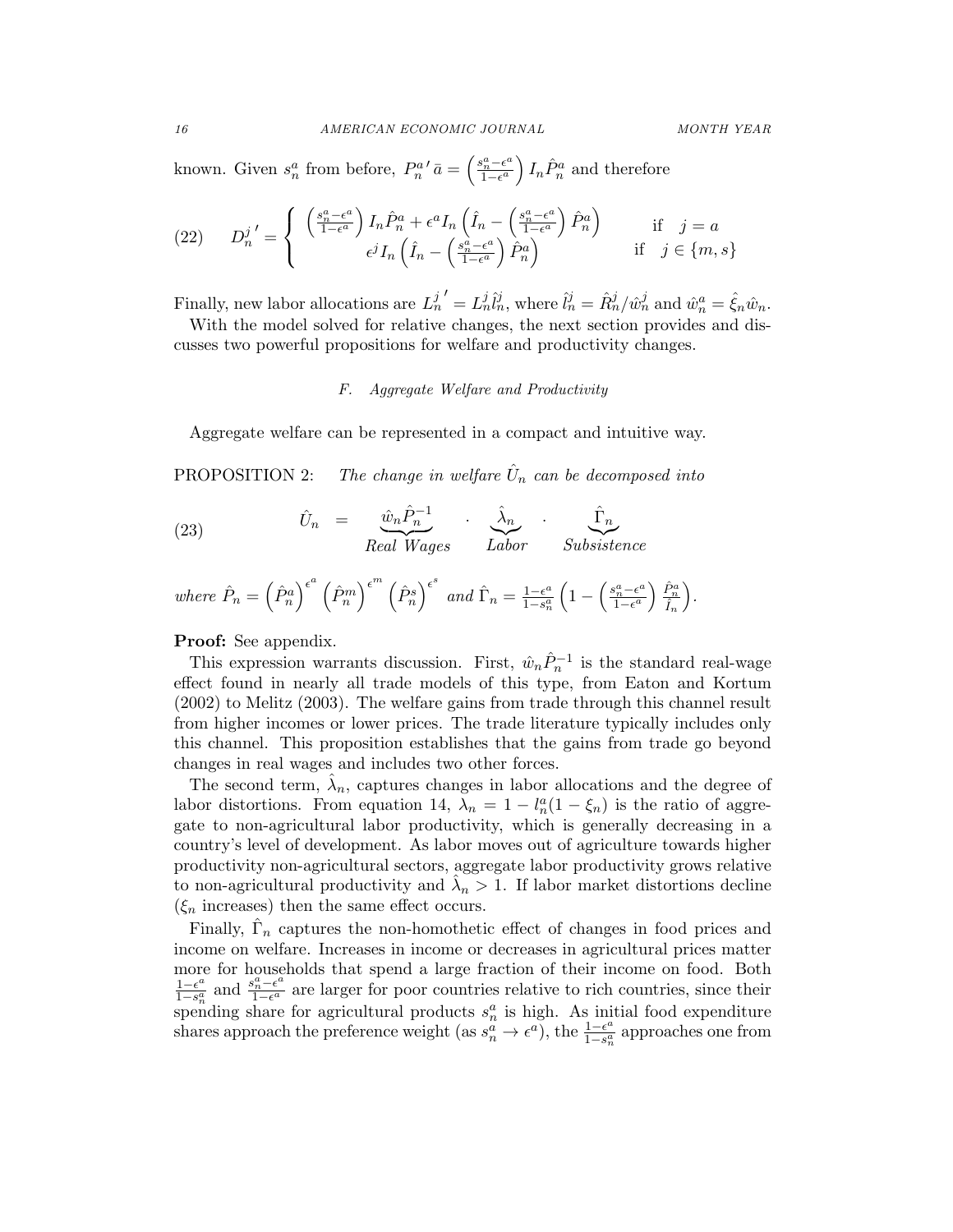known. Given $s_n^a$ from before, $P_n^{a\prime} \bar{a} = \left(\frac{s_n^a - \epsilon^a}{1-\epsilon^a}\right) I_n \hat{P}_n^a$ and therefore

$$
(22) \qquad D_n^{j\prime} = \begin{cases} \left(\frac{s_n^a - \epsilon^a}{1-\epsilon^a}\right) I_n \hat{P}_n^a + \epsilon^a I_n \left(\hat{I}_n - \left(\frac{s_n^a - \epsilon^a}{1-\epsilon^a}\right) \hat{P}_n^a\right) & \text{if} \quad j = a \\ \epsilon^j I_n \left(\hat{I}_n - \left(\frac{s_n^a - \epsilon^a}{1-\epsilon^a}\right) \hat{P}_n^a\right) & \text{if} \quad j \in \{m, s\} \end{cases}
$$

Finally, new labor allocations are $L_n^{j\prime} = L_n^j \hat{l}_n^j$, where $\hat{l}_n^j = \hat{R}_n^j / \hat{w}_n^j$ and $\hat{w}_n^a = \hat{\xi}_n \hat{w}_n$.

With the model solved for relative changes, the next section provides and discusses two powerful propositions for welfare and productivity changes.

### F. Aggregate Welfare and Productivity

Aggregate welfare can be represented in a compact and intuitive way.

PROPOSITION 2: *The change in welfare $\hat{U}_n$ can be decomposed into*

$$
(23) \qquad \hat{U}_n = \underbrace{\hat{w}_n \hat{P}_n^{-1}}_{Real\ Wages} \cdot \underbrace{\hat{\lambda}_n}_{Labor} \cdot \underbrace{\hat{\Gamma}_n}_{Subsistence}
$$

*where* $\hat{P}_n = \left(\hat{P}_n^a\right)^{\epsilon^a} \left(\hat{P}_n^m\right)^{\epsilon^m} \left(\hat{P}_n^s\right)^{\epsilon^s}$ *and* $\hat{\Gamma}_n = \frac{1-\epsilon^a}{1-s_n^a}\left(1 - \left(\frac{s_n^a - \epsilon^a}{1-\epsilon^a}\right)\frac{\hat{P}_n^a}{\hat{I}_n}\right)$.

**Proof:** See appendix.

This expression warrants discussion. First, $\hat{w}_n \hat{P}_n^{-1}$ is the standard real-wage effect found in nearly all trade models of this type, from Eaton and Kortum (2002) to Melitz (2003). The welfare gains from trade through this channel result from higher incomes or lower prices. The trade literature typically includes only this channel. This proposition establishes that the gains from trade go beyond changes in real wages and includes two other forces.

The second term, $\hat{\lambda}_n$, captures changes in labor allocations and the degree of labor distortions. From equation 14, $\lambda_n = 1 - l_n^a(1 - \xi_n)$ is the ratio of aggregate to non-agricultural labor productivity, which is generally decreasing in a country's level of development. As labor moves out of agriculture towards higher productivity non-agricultural sectors, aggregate labor productivity grows relative to non-agricultural productivity and $\hat{\lambda}_n > 1$. If labor market distortions decline ($\xi_n$ increases) then the same effect occurs.

Finally, $\hat{\Gamma}_n$ captures the non-homothetic effect of changes in food prices and income on welfare. Increases in income or decreases in agricultural prices matter more for households that spend a large fraction of their income on food. Both $\frac{1-\epsilon^a}{1-s_n^a}$ and $\frac{s_n^a - \epsilon^a}{1-\epsilon^a}$ are larger for poor countries relative to rich countries, since their spending share for agricultural products $s_n^a$ is high. As initial food expenditure shares approach the preference weight (as $s_n^a \to \epsilon^a$), the $\frac{1-\epsilon^a}{1-s_n^a}$ approaches one from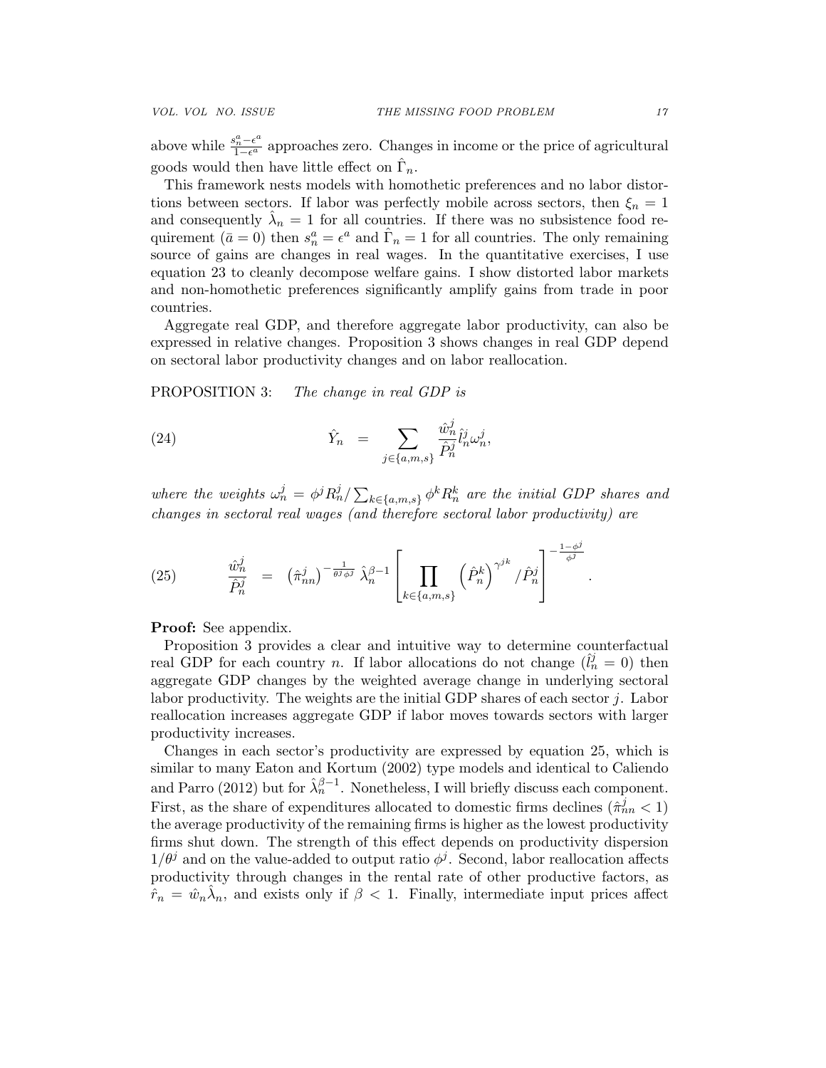above while $\frac{s_n^a - \epsilon^a}{1-\epsilon^a}$ approaches zero. Changes in income or the price of agricultural goods would then have little effect on $\hat{\Gamma}_n$.

This framework nests models with homothetic preferences and no labor distortions between sectors. If labor was perfectly mobile across sectors, then $\xi_n = 1$ and consequently $\hat{\lambda}_n = 1$ for all countries. If there was no subsistence food requirement ($\bar{a} = 0$) then $s_n^a = \epsilon^a$ and $\hat{\Gamma}_n = 1$ for all countries. The only remaining source of gains are changes in real wages. In the quantitative exercises, I use equation 23 to cleanly decompose welfare gains. I show distorted labor markets and non-homothetic preferences significantly amplify gains from trade in poor countries.

Aggregate real GDP, and therefore aggregate labor productivity, can also be expressed in relative changes. Proposition 3 shows changes in real GDP depend on sectoral labor productivity changes and on labor reallocation.

PROPOSITION 3: *The change in real GDP is*

$$\hat{Y}_n = \sum_{j \in \{a,m,s\}} \frac{\hat{w}_n^j}{\hat{P}_n^j} \hat{l}_n^j \omega_n^j, \tag{24}$$

*where the weights $\omega_n^j = \phi^j R_n^j / \sum_{k \in \{a,m,s\}} \phi^k R_n^k$ are the initial GDP shares and changes in sectoral real wages (and therefore sectoral labor productivity) are*

$$\frac{\hat{w}_n^j}{\hat{P}_n^j} = \left(\hat{\pi}_{nn}^j\right)^{-\frac{1}{\theta^j \phi^j}} \hat{\lambda}_n^{\beta-1} \left[ \prod_{k \in \{a,m,s\}} \left(\hat{P}_n^k\right)^{\gamma^{jk}} / \hat{P}_n^j \right]^{-\frac{1-\phi^j}{\phi^j}}. \tag{25}$$

**Proof:** See appendix.

Proposition 3 provides a clear and intuitive way to determine counterfactual real GDP for each country $n$. If labor allocations do not change ($\hat{l}_n^j = 0$) then aggregate GDP changes by the weighted average change in underlying sectoral labor productivity. The weights are the initial GDP shares of each sector $j$. Labor reallocation increases aggregate GDP if labor moves towards sectors with larger productivity increases.

Changes in each sector's productivity are expressed by equation 25, which is similar to many Eaton and Kortum (2002) type models and identical to Caliendo and Parro (2012) but for $\hat{\lambda}_n^{\beta-1}$. Nonetheless, I will briefly discuss each component. First, as the share of expenditures allocated to domestic firms declines ($\hat{\pi}_{nn}^j < 1$) the average productivity of the remaining firms is higher as the lowest productivity firms shut down. The strength of this effect depends on productivity dispersion $1/\theta^j$ and on the value-added to output ratio $\phi^j$. Second, labor reallocation affects productivity through changes in the rental rate of other productive factors, as $\hat{r}_n = \hat{w}_n \hat{\lambda}_n$, and exists only if $\beta < 1$. Finally, intermediate input prices affect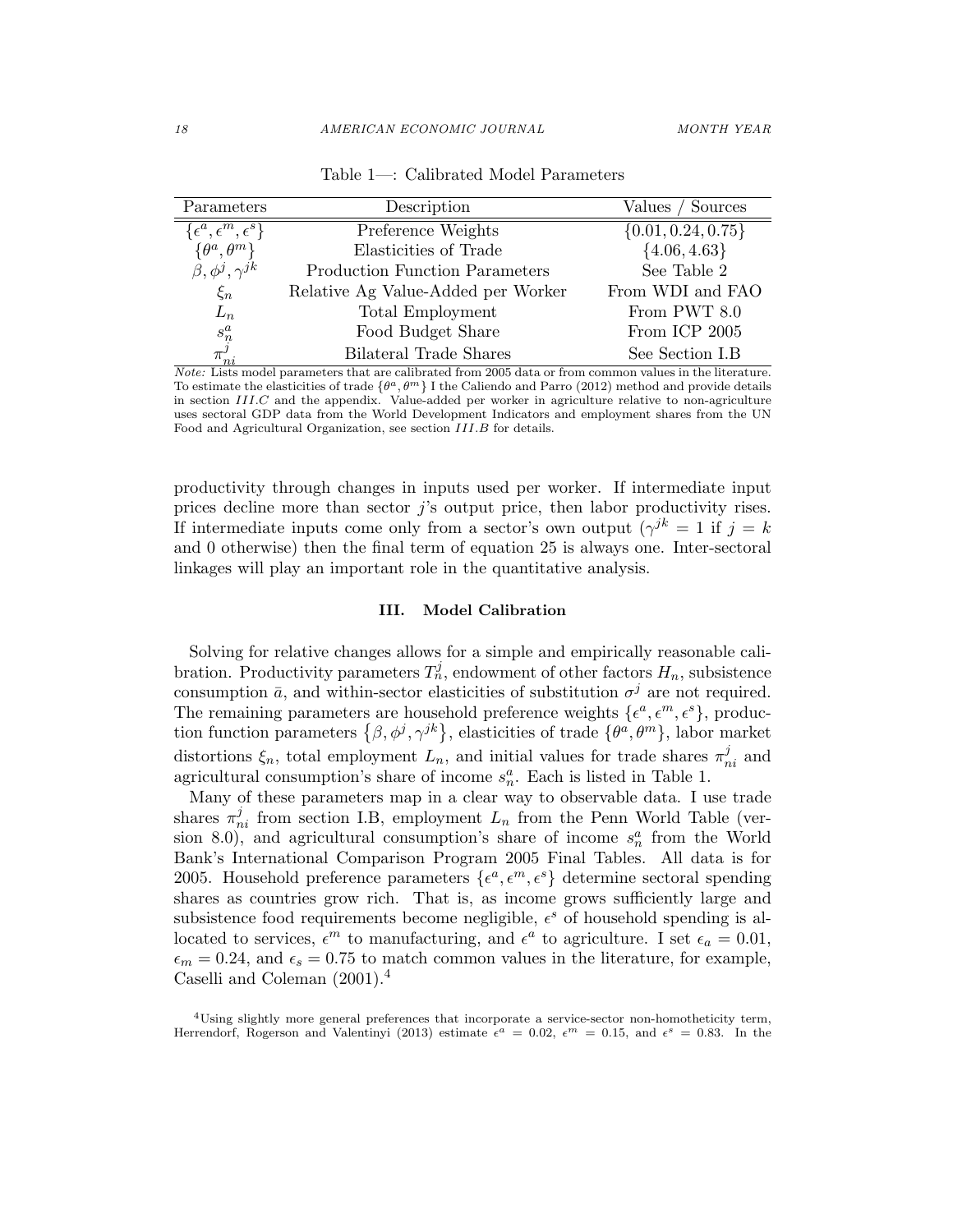Table 1—: Calibrated Model Parameters

| Parameters | Description | Values / Sources |
| --- | --- | --- |
| $\{\epsilon^a, \epsilon^m, \epsilon^s\}$ | Preference Weights | $\{0.01, 0.24, 0.75\}$ |
| $\{\theta^a, \theta^m\}$ | Elasticities of Trade | $\{4.06, 4.63\}$ |
| $\beta, \phi^j, \gamma^{jk}$ | Production Function Parameters | See Table 2 |
| $\xi_n$ | Relative Ag Value-Added per Worker | From WDI and FAO |
| $L_n$ | Total Employment | From PWT 8.0 |
| $s_n^a$ | Food Budget Share | From ICP 2005 |
| $\pi_{ni}^j$ | Bilateral Trade Shares | See Section I.B |

*Note:* Lists model parameters that are calibrated from 2005 data or from common values in the literature. To estimate the elasticities of trade $\{\theta^a, \theta^m\}$ I the Caliendo and Parro (2012) method and provide details in section *III.C* and the appendix. Value-added per worker in agriculture relative to non-agriculture uses sectoral GDP data from the World Development Indicators and employment shares from the UN Food and Agricultural Organization, see section *III.B* for details.

productivity through changes in inputs used per worker. If intermediate input prices decline more than sector $j$'s output price, then labor productivity rises. If intermediate inputs come only from a sector's own output ($\gamma^{jk} = 1$ if $j = k$ and 0 otherwise) then the final term of equation 25 is always one. Inter-sectoral linkages will play an important role in the quantitative analysis.

## III. Model Calibration

Solving for relative changes allows for a simple and empirically reasonable calibration. Productivity parameters $T_n^j$, endowment of other factors $H_n$, subsistence consumption $\bar{a}$, and within-sector elasticities of substitution $\sigma^j$ are not required. The remaining parameters are household preference weights $\{\epsilon^a, \epsilon^m, \epsilon^s\}$, production function parameters $\{\beta, \phi^j, \gamma^{jk}\}$, elasticities of trade $\{\theta^a, \theta^m\}$, labor market distortions $\xi_n$, total employment $L_n$, and initial values for trade shares $\pi_{ni}^j$ and agricultural consumption's share of income $s_n^a$. Each is listed in Table 1.

Many of these parameters map in a clear way to observable data. I use trade shares $\pi_{ni}^j$ from section I.B, employment $L_n$ from the Penn World Table (version 8.0), and agricultural consumption's share of income $s_n^a$ from the World Bank's International Comparison Program 2005 Final Tables. All data is for 2005. Household preference parameters $\{\epsilon^a, \epsilon^m, \epsilon^s\}$ determine sectoral spending shares as countries grow rich. That is, as income grows sufficiently large and subsistence food requirements become negligible, $\epsilon^s$ of household spending is allocated to services, $\epsilon^m$ to manufacturing, and $\epsilon^a$ to agriculture. I set $\epsilon_a = 0.01$, $\epsilon_m = 0.24$, and $\epsilon_s = 0.75$ to match common values in the literature, for example, Caselli and Coleman (2001).[4]

[4]Using slightly more general preferences that incorporate a service-sector non-homotheticity term, Herrendorf, Rogerson and Valentinyi (2013) estimate $\epsilon^a = 0.02$, $\epsilon^m = 0.15$, and $\epsilon^s = 0.83$. In the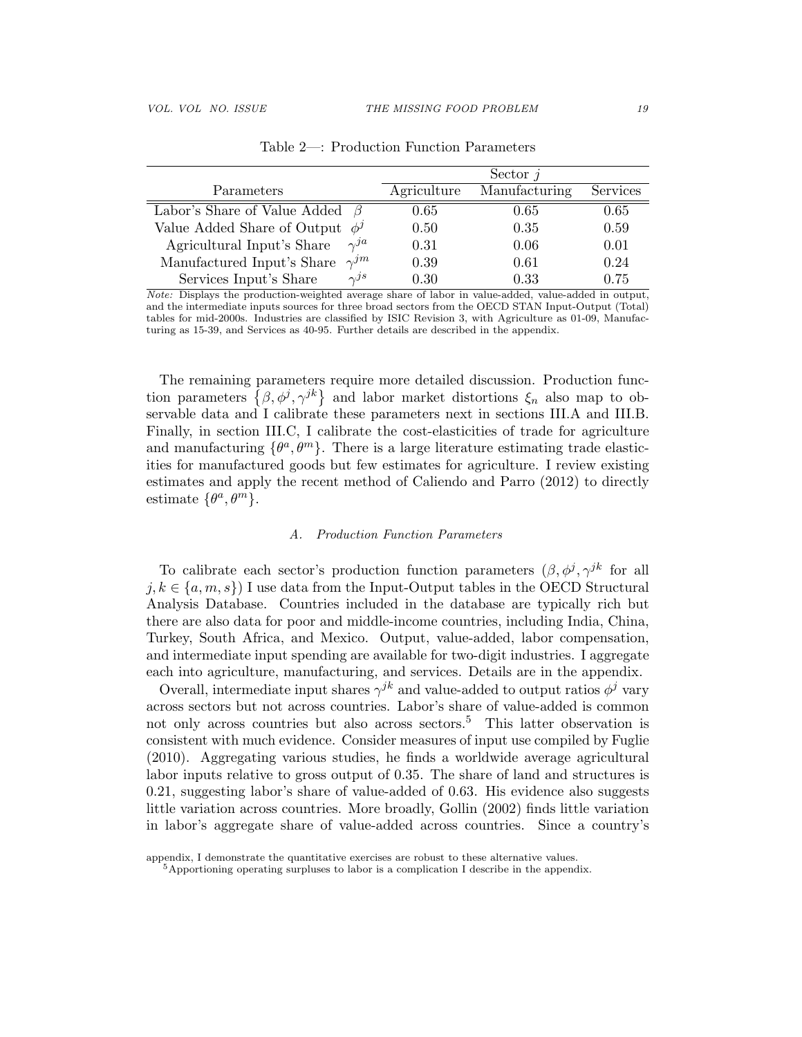Table 2—: Production Function Parameters

| Parameters | | Sector $j$ | | |
|---|---|---|---|---|
| | | Agriculture | Manufacturing | Services |
| Labor's Share of Value Added | $\beta$ | 0.65 | 0.65 | 0.65 |
| Value Added Share of Output | $\phi^j$ | 0.50 | 0.35 | 0.59 |
| Agricultural Input's Share | $\gamma^{ja}$ | 0.31 | 0.06 | 0.01 |
| Manufactured Input's Share | $\gamma^{jm}$ | 0.39 | 0.61 | 0.24 |
| Services Input's Share | $\gamma^{js}$ | 0.30 | 0.33 | 0.75 |

*Note:* Displays the production-weighted average share of labor in value-added, value-added in output, and the intermediate inputs sources for three broad sectors from the OECD STAN Input-Output (Total) tables for mid-2000s. Industries are classified by ISIC Revision 3, with Agriculture as 01-09, Manufacturing as 15-39, and Services as 40-95. Further details are described in the appendix.

The remaining parameters require more detailed discussion. Production function parameters $\{\beta, \phi^j, \gamma^{jk}\}$ and labor market distortions $\xi_n$ also map to observable data and I calibrate these parameters next in sections III.A and III.B. Finally, in section III.C, I calibrate the cost-elasticities of trade for agriculture and manufacturing $\{\theta^a, \theta^m\}$. There is a large literature estimating trade elasticities for manufactured goods but few estimates for agriculture. I review existing estimates and apply the recent method of Caliendo and Parro (2012) to directly estimate $\{\theta^a, \theta^m\}$.

### A. *Production Function Parameters*

To calibrate each sector's production function parameters ($\beta, \phi^j, \gamma^{jk}$ for all $j, k \in \{a, m, s\}$) I use data from the Input-Output tables in the OECD Structural Analysis Database. Countries included in the database are typically rich but there are also data for poor and middle-income countries, including India, China, Turkey, South Africa, and Mexico. Output, value-added, labor compensation, and intermediate input spending are available for two-digit industries. I aggregate each into agriculture, manufacturing, and services. Details are in the appendix.

Overall, intermediate input shares $\gamma^{jk}$ and value-added to output ratios $\phi^j$ vary across sectors but not across countries. Labor's share of value-added is common not only across countries but also across sectors.[5] This latter observation is consistent with much evidence. Consider measures of input use compiled by Fuglie (2010). Aggregating various studies, he finds a worldwide average agricultural labor inputs relative to gross output of 0.35. The share of land and structures is 0.21, suggesting labor's share of value-added of 0.63. His evidence also suggests little variation across countries. More broadly, Gollin (2002) finds little variation in labor's aggregate share of value-added across countries. Since a country's

appendix, I demonstrate the quantitative exercises are robust to these alternative values.

[5] Apportioning operating surpluses to labor is a complication I describe in the appendix.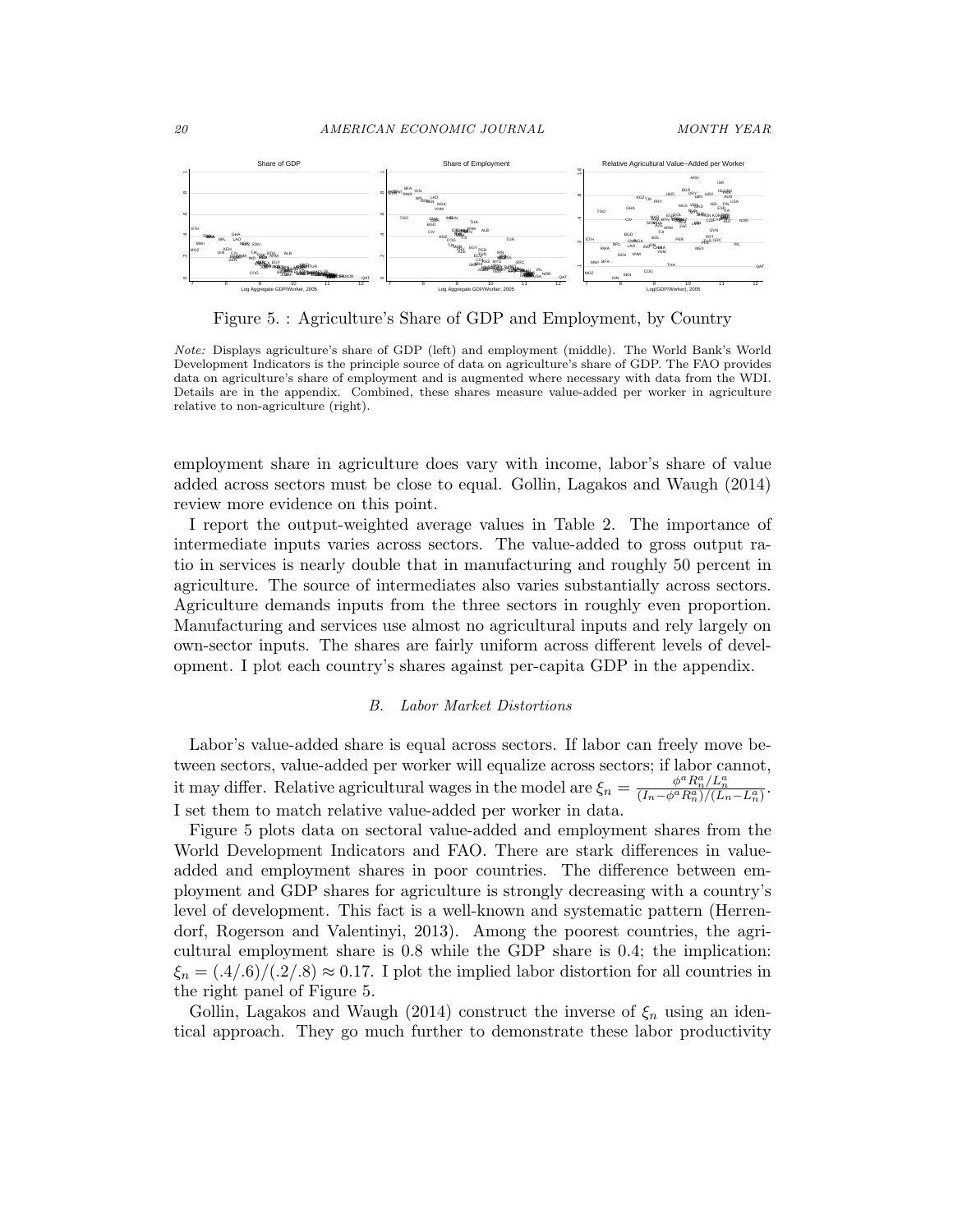Figure 5. : Agriculture's Share of GDP and Employment, by Country

*Note:* Displays agriculture's share of GDP (left) and employment (middle). The World Bank's World Development Indicators is the principle source of data on agriculture's share of GDP. The FAO provides data on agriculture's share of employment and is augmented where necessary with data from the WDI. Details are in the appendix. Combined, these shares measure value-added per worker in agriculture relative to non-agriculture (right).

employment share in agriculture does vary with income, labor's share of value added across sectors must be close to equal. Gollin, Lagakos and Waugh (2014) review more evidence on this point.

I report the output-weighted average values in Table 2. The importance of intermediate inputs varies across sectors. The value-added to gross output ratio in services is nearly double that in manufacturing and roughly 50 percent in agriculture. The source of intermediates also varies substantially across sectors. Agriculture demands inputs from the three sectors in roughly even proportion. Manufacturing and services use almost no agricultural inputs and rely largely on own-sector inputs. The shares are fairly uniform across different levels of development. I plot each country's shares against per-capita GDP in the appendix.

### *B. Labor Market Distortions*

Labor's value-added share is equal across sectors. If labor can freely move between sectors, value-added per worker will equalize across sectors; if labor cannot, it may differ. Relative agricultural wages in the model are $\xi_n = \frac{\phi^a R_n^a / L_n^a}{(I_n - \phi^a R_n^a)/(L_n - L_n^a)}$. I set them to match relative value-added per worker in data.

Figure 5 plots data on sectoral value-added and employment shares from the World Development Indicators and FAO. There are stark differences in value-added and employment shares in poor countries. The difference between employment and GDP shares for agriculture is strongly decreasing with a country's level of development. This fact is a well-known and systematic pattern (Herrendorf, Rogerson and Valentinyi, 2013). Among the poorest countries, the agricultural employment share is 0.8 while the GDP share is 0.4; the implication: $\xi_n = (.4/.6)/(.2/.8) \approx 0.17$. I plot the implied labor distortion for all countries in the right panel of Figure 5.

Gollin, Lagakos and Waugh (2014) construct the inverse of $\xi_n$ using an identical approach. They go much further to demonstrate these labor productivity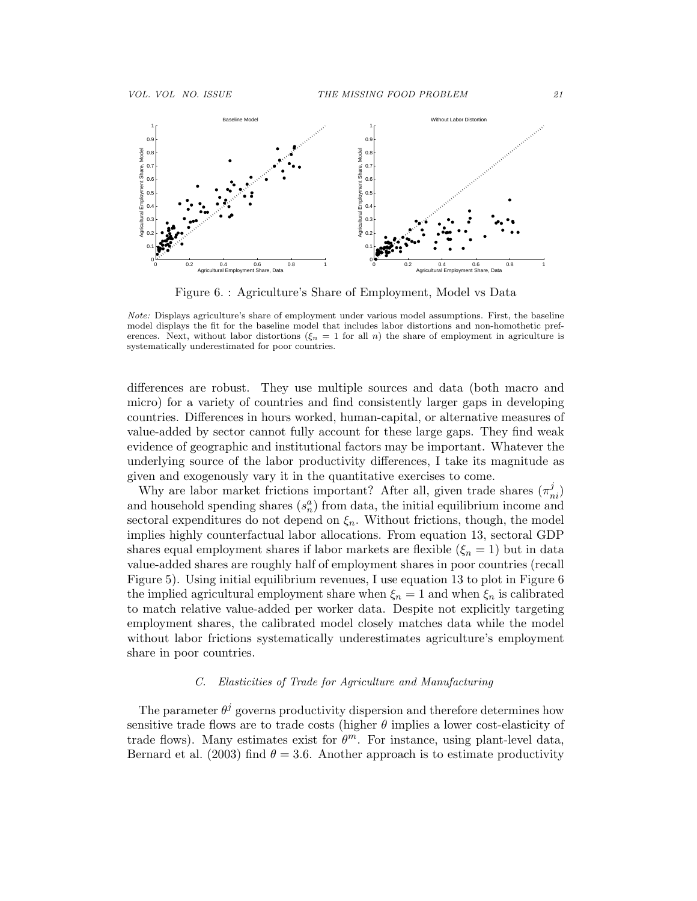Figure 6. : Agriculture's Share of Employment, Model vs Data

*Note:* Displays agriculture's share of employment under various model assumptions. First, the baseline model displays the fit for the baseline model that includes labor distortions and non-homothetic preferences. Next, without labor distortions ($\xi_n = 1$ for all $n$) the share of employment in agriculture is systematically underestimated for poor countries.

differences are robust. They use multiple sources and data (both macro and micro) for a variety of countries and find consistently larger gaps in developing countries. Differences in hours worked, human-capital, or alternative measures of value-added by sector cannot fully account for these large gaps. They find weak evidence of geographic and institutional factors may be important. Whatever the underlying source of the labor productivity differences, I take its magnitude as given and exogenously vary it in the quantitative exercises to come.

Why are labor market frictions important? After all, given trade shares ($\pi^j_{ni}$) and household spending shares ($s^a_n$) from data, the initial equilibrium income and sectoral expenditures do not depend on $\xi_n$. Without frictions, though, the model implies highly counterfactual labor allocations. From equation 13, sectoral GDP shares equal employment shares if labor markets are flexible ($\xi_n = 1$) but in data value-added shares are roughly half of employment shares in poor countries (recall Figure 5). Using initial equilibrium revenues, I use equation 13 to plot in Figure 6 the implied agricultural employment share when $\xi_n = 1$ and when $\xi_n$ is calibrated to match relative value-added per worker data. Despite not explicitly targeting employment shares, the calibrated model closely matches data while the model without labor frictions systematically underestimates agriculture's employment share in poor countries.

### C. *Elasticities of Trade for Agriculture and Manufacturing*

The parameter $\theta^j$ governs productivity dispersion and therefore determines how sensitive trade flows are to trade costs (higher $\theta$ implies a lower cost-elasticity of trade flows). Many estimates exist for $\theta^m$. For instance, using plant-level data, Bernard et al. (2003) find $\theta = 3.6$. Another approach is to estimate productivity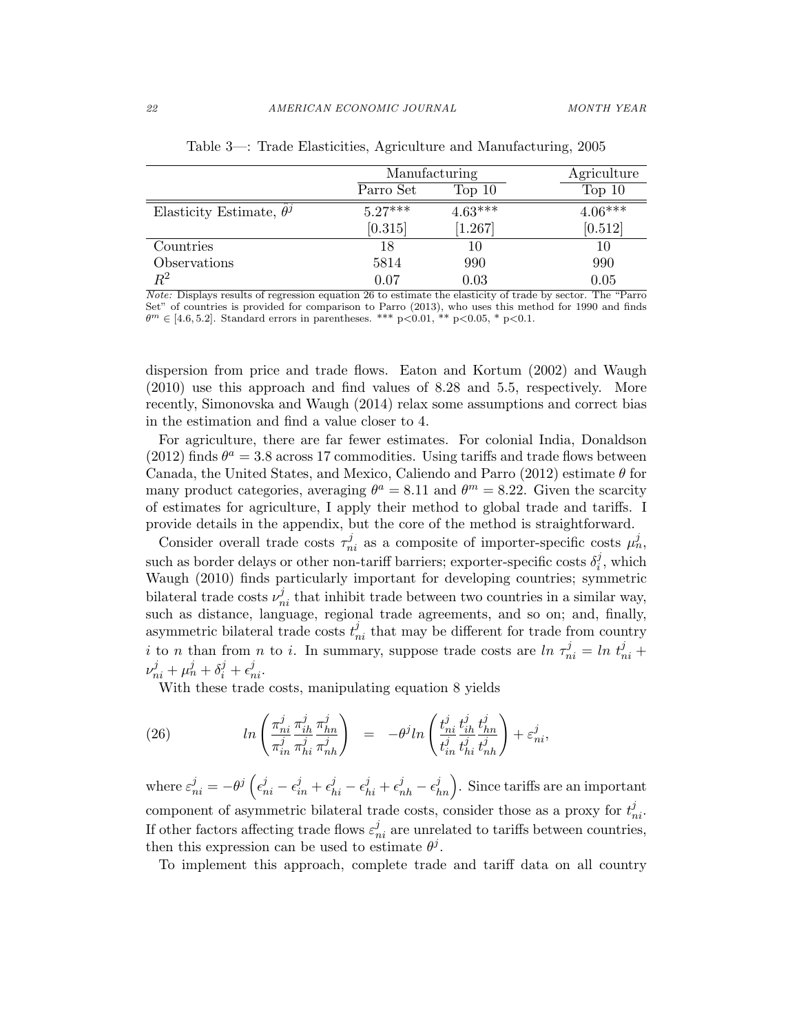Table 3—: Trade Elasticities, Agriculture and Manufacturing, 2005

| | Manufacturing | | Agriculture |
|---|---|---|---|
| | Parro Set | Top 10 | Top 10 |
| Elasticity Estimate, $\hat{\theta}^j$ | 5.27*** | 4.63*** | 4.06*** |
| | [0.315] | [1.267] | [0.512] |
| Countries | 18 | 10 | 10 |
| Observations | 5814 | 990 | 990 |
| $R^2$ | 0.07 | 0.03 | 0.05 |

*Note:* Displays results of regression equation 26 to estimate the elasticity of trade by sector. The "Parro Set" of countries is provided for comparison to Parro (2013), who uses this method for 1990 and finds $\theta^m \in [4.6, 5.2]$. Standard errors in parentheses. *** p<0.01, ** p<0.05, * p<0.1.

dispersion from price and trade flows. Eaton and Kortum (2002) and Waugh (2010) use this approach and find values of 8.28 and 5.5, respectively. More recently, Simonovska and Waugh (2014) relax some assumptions and correct bias in the estimation and find a value closer to 4.

For agriculture, there are far fewer estimates. For colonial India, Donaldson (2012) finds $\theta^a = 3.8$ across 17 commodities. Using tariffs and trade flows between Canada, the United States, and Mexico, Caliendo and Parro (2012) estimate $\theta$ for many product categories, averaging $\theta^a = 8.11$ and $\theta^m = 8.22$. Given the scarcity of estimates for agriculture, I apply their method to global trade and tariffs. I provide details in the appendix, but the core of the method is straightforward.

Consider overall trade costs $\tau^j_{ni}$ as a composite of importer-specific costs $\mu^j_n$, such as border delays or other non-tariff barriers; exporter-specific costs $\delta^j_i$, which Waugh (2010) finds particularly important for developing countries; symmetric bilateral trade costs $\nu^j_{ni}$ that inhibit trade between two countries in a similar way, such as distance, language, regional trade agreements, and so on; and, finally, asymmetric bilateral trade costs $t^j_{ni}$ that may be different for trade from country $i$ to $n$ than from $n$ to $i$. In summary, suppose trade costs are $ln\ \tau^j_{ni} = ln\ t^j_{ni} + \nu^j_{ni} + \mu^j_n + \delta^j_i + \epsilon^j_{ni}$.

With these trade costs, manipulating equation 8 yields

$$ln\left(\frac{\pi^j_{ni}}{\pi^j_{in}}\frac{\pi^j_{ih}}{\pi^j_{hi}}\frac{\pi^j_{hn}}{\pi^j_{nh}}\right) = -\theta^j ln\left(\frac{t^j_{ni}}{t^j_{in}}\frac{t^j_{ih}}{t^j_{hi}}\frac{t^j_{hn}}{t^j_{nh}}\right) + \varepsilon^j_{ni}, \tag{26}$$

where $\varepsilon^j_{ni} = -\theta^j\left(\epsilon^j_{ni} - \epsilon^j_{in} + \epsilon^j_{hi} - \epsilon^j_{hi} + \epsilon^j_{nh} - \epsilon^j_{hn}\right)$. Since tariffs are an important component of asymmetric bilateral trade costs, consider those as a proxy for $t^j_{ni}$. If other factors affecting trade flows $\varepsilon^j_{ni}$ are unrelated to tariffs between countries, then this expression can be used to estimate $\theta^j$.

To implement this approach, complete trade and tariff data on all country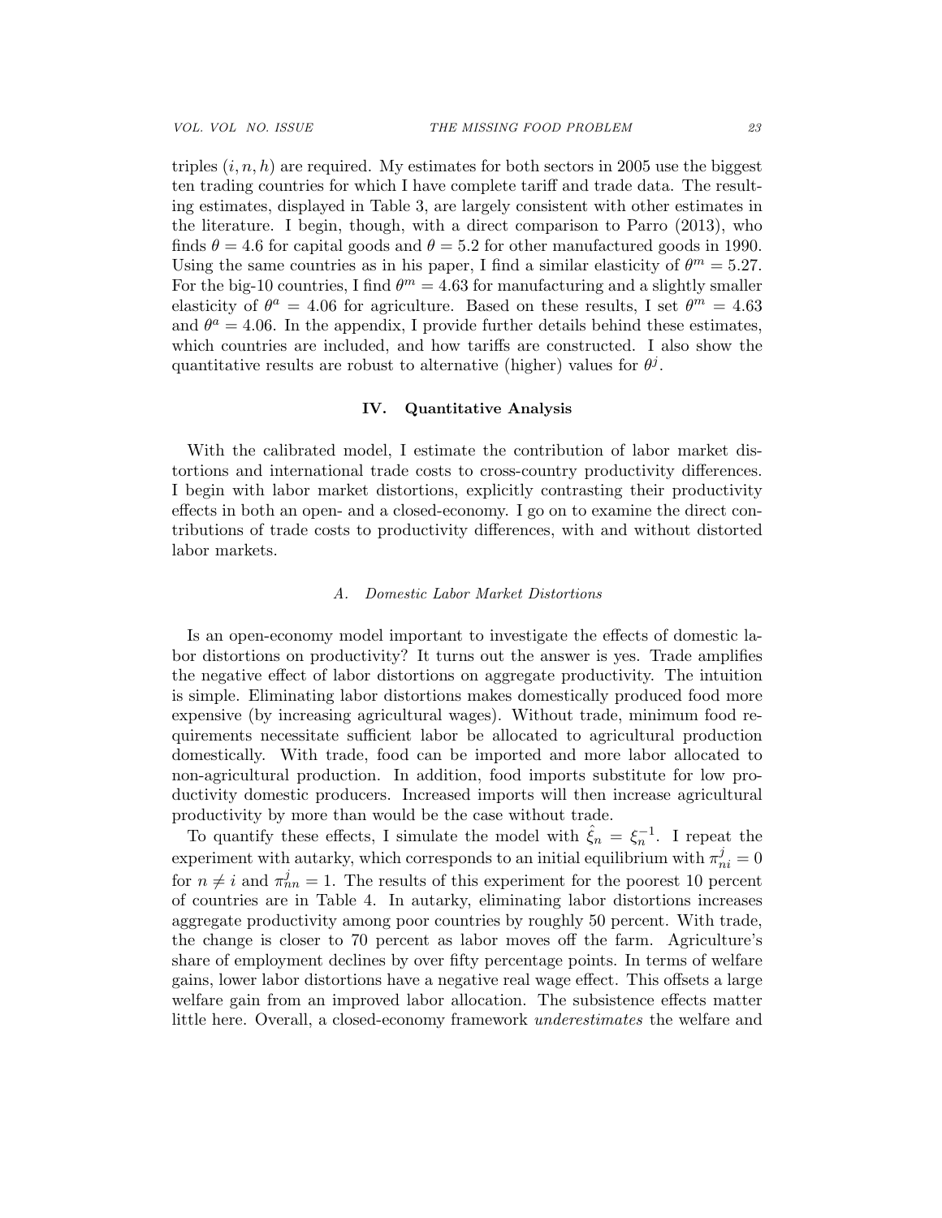triples $(i, n, h)$ are required. My estimates for both sectors in 2005 use the biggest ten trading countries for which I have complete tariff and trade data. The resulting estimates, displayed in Table 3, are largely consistent with other estimates in the literature. I begin, though, with a direct comparison to Parro (2013), who finds $\theta = 4.6$ for capital goods and $\theta = 5.2$ for other manufactured goods in 1990. Using the same countries as in his paper, I find a similar elasticity of $\theta^m = 5.27$. For the big-10 countries, I find $\theta^m = 4.63$ for manufacturing and a slightly smaller elasticity of $\theta^a = 4.06$ for agriculture. Based on these results, I set $\theta^m = 4.63$ and $\theta^a = 4.06$. In the appendix, I provide further details behind these estimates, which countries are included, and how tariffs are constructed. I also show the quantitative results are robust to alternative (higher) values for $\theta^j$.

## IV. Quantitative Analysis

With the calibrated model, I estimate the contribution of labor market distortions and international trade costs to cross-country productivity differences. I begin with labor market distortions, explicitly contrasting their productivity effects in both an open- and a closed-economy. I go on to examine the direct contributions of trade costs to productivity differences, with and without distorted labor markets.

### A. Domestic Labor Market Distortions

Is an open-economy model important to investigate the effects of domestic labor distortions on productivity? It turns out the answer is yes. Trade amplifies the negative effect of labor distortions on aggregate productivity. The intuition is simple. Eliminating labor distortions makes domestically produced food more expensive (by increasing agricultural wages). Without trade, minimum food requirements necessitate sufficient labor be allocated to agricultural production domestically. With trade, food can be imported and more labor allocated to non-agricultural production. In addition, food imports substitute for low productivity domestic producers. Increased imports will then increase agricultural productivity by more than would be the case without trade.

To quantify these effects, I simulate the model with $\hat{\xi}_n = \xi_n^{-1}$. I repeat the experiment with autarky, which corresponds to an initial equilibrium with $\pi_{ni}^j = 0$ for $n \neq i$ and $\pi_{nn}^j = 1$. The results of this experiment for the poorest 10 percent of countries are in Table 4. In autarky, eliminating labor distortions increases aggregate productivity among poor countries by roughly 50 percent. With trade, the change is closer to 70 percent as labor moves off the farm. Agriculture's share of employment declines by over fifty percentage points. In terms of welfare gains, lower labor distortions have a negative real wage effect. This offsets a large welfare gain from an improved labor allocation. The subsistence effects matter little here. Overall, a closed-economy framework *underestimates* the welfare and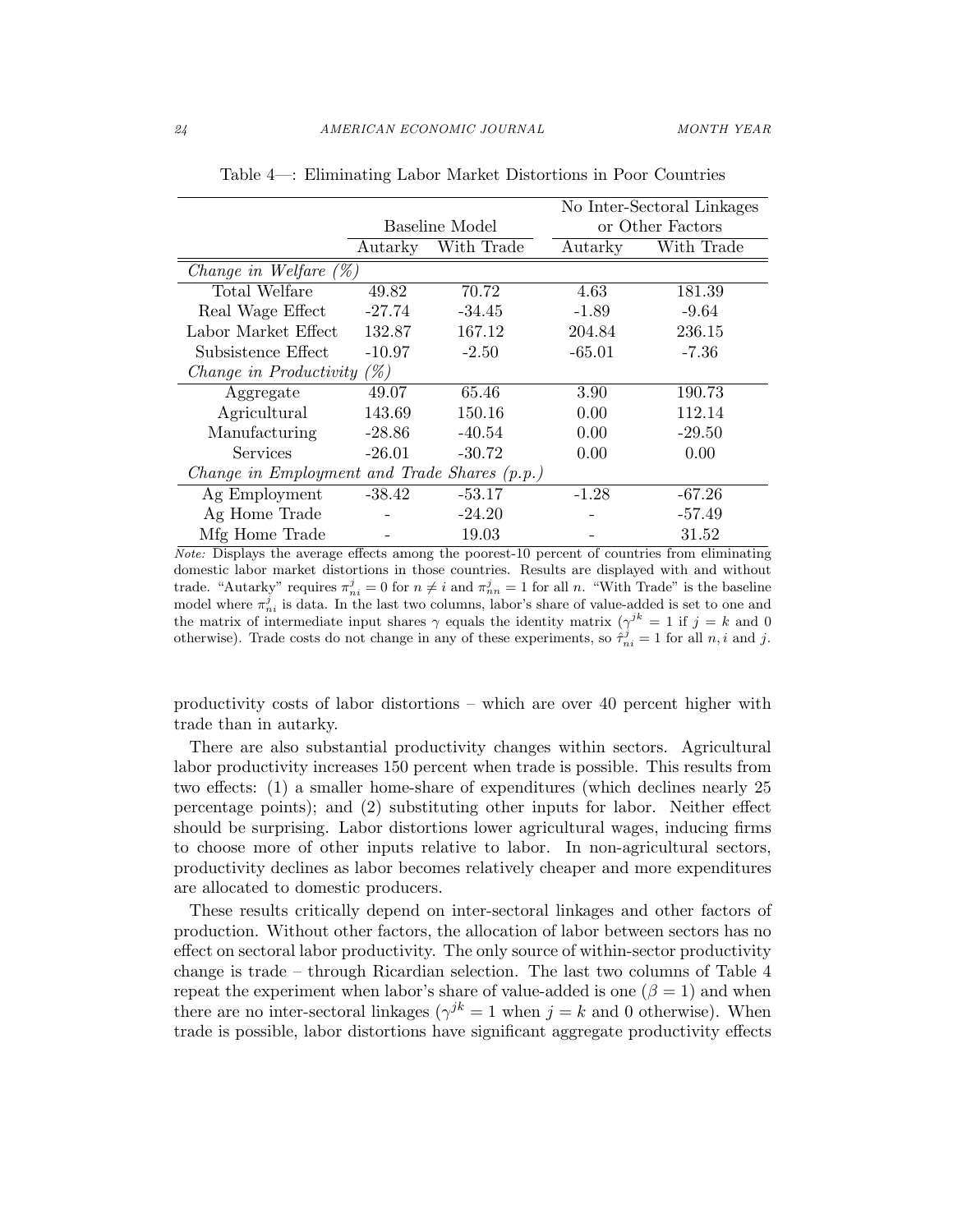Table 4—: Eliminating Labor Market Distortions in Poor Countries

| | Baseline Model | | No Inter-Sectoral Linkages or Other Factors | |
|---|---|---|---|---|
| | Autarky | With Trade | Autarky | With Trade |
| *Change in Welfare (%)* | | | | |
| Total Welfare | 49.82 | 70.72 | 4.63 | 181.39 |
| Real Wage Effect | -27.74 | -34.45 | -1.89 | -9.64 |
| Labor Market Effect | 132.87 | 167.12 | 204.84 | 236.15 |
| Subsistence Effect | -10.97 | -2.50 | -65.01 | -7.36 |
| *Change in Productivity (%)* | | | | |
| Aggregate | 49.07 | 65.46 | 3.90 | 190.73 |
| Agricultural | 143.69 | 150.16 | 0.00 | 112.14 |
| Manufacturing | -28.86 | -40.54 | 0.00 | -29.50 |
| Services | -26.01 | -30.72 | 0.00 | 0.00 |
| *Change in Employment and Trade Shares (p.p.)* | | | | |
| Ag Employment | -38.42 | -53.17 | -1.28 | -67.26 |
| Ag Home Trade | - | -24.20 | - | -57.49 |
| Mfg Home Trade | - | 19.03 | - | 31.52 |

*Note:* Displays the average effects among the poorest-10 percent of countries from eliminating domestic labor market distortions in those countries. Results are displayed with and without trade. "Autarky" requires $\pi_{ni}^{j} = 0$ for $n \neq i$ and $\pi_{nn}^{j} = 1$ for all $n$. "With Trade" is the baseline model where $\pi_{ni}^{j}$ is data. In the last two columns, labor's share of value-added is set to one and the matrix of intermediate input shares $\gamma$ equals the identity matrix ($\gamma^{jk} = 1$ if $j = k$ and 0 otherwise). Trade costs do not change in any of these experiments, so $\hat{\tau}_{ni}^{j} = 1$ for all $n, i$ and $j$.

productivity costs of labor distortions – which are over 40 percent higher with trade than in autarky.

There are also substantial productivity changes within sectors. Agricultural labor productivity increases 150 percent when trade is possible. This results from two effects: (1) a smaller home-share of expenditures (which declines nearly 25 percentage points); and (2) substituting other inputs for labor. Neither effect should be surprising. Labor distortions lower agricultural wages, inducing firms to choose more of other inputs relative to labor. In non-agricultural sectors, productivity declines as labor becomes relatively cheaper and more expenditures are allocated to domestic producers.

These results critically depend on inter-sectoral linkages and other factors of production. Without other factors, the allocation of labor between sectors has no effect on sectoral labor productivity. The only source of within-sector productivity change is trade – through Ricardian selection. The last two columns of Table 4 repeat the experiment when labor's share of value-added is one ($\beta = 1$) and when there are no inter-sectoral linkages ($\gamma^{jk} = 1$ when $j = k$ and 0 otherwise). When trade is possible, labor distortions have significant aggregate productivity effects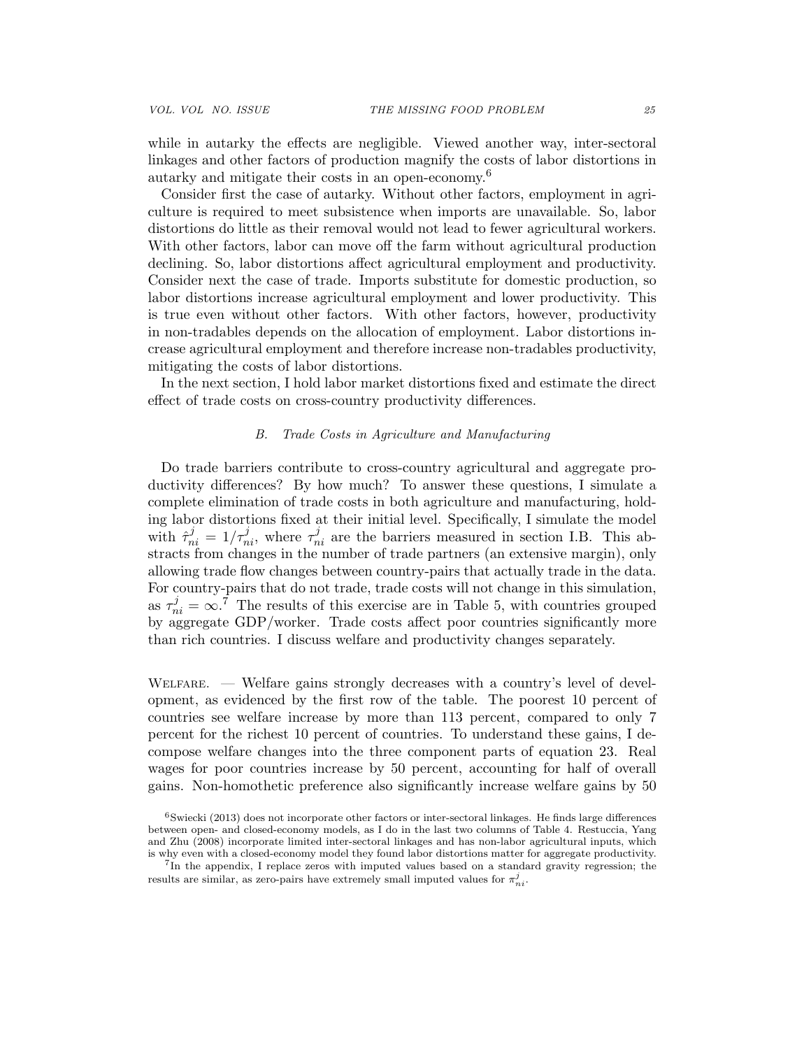while in autarky the effects are negligible. Viewed another way, inter-sectoral linkages and other factors of production magnify the costs of labor distortions in autarky and mitigate their costs in an open-economy.[6]

Consider first the case of autarky. Without other factors, employment in agriculture is required to meet subsistence when imports are unavailable. So, labor distortions do little as their removal would not lead to fewer agricultural workers. With other factors, labor can move off the farm without agricultural production declining. So, labor distortions affect agricultural employment and productivity. Consider next the case of trade. Imports substitute for domestic production, so labor distortions increase agricultural employment and lower productivity. This is true even without other factors. With other factors, however, productivity in non-tradables depends on the allocation of employment. Labor distortions increase agricultural employment and therefore increase non-tradables productivity, mitigating the costs of labor distortions.

In the next section, I hold labor market distortions fixed and estimate the direct effect of trade costs on cross-country productivity differences.

### B. *Trade Costs in Agriculture and Manufacturing*

Do trade barriers contribute to cross-country agricultural and aggregate productivity differences? By how much? To answer these questions, I simulate a complete elimination of trade costs in both agriculture and manufacturing, holding labor distortions fixed at their initial level. Specifically, I simulate the model with $\hat{\tau}^j_{ni} = 1/\tau^j_{ni}$, where $\tau^j_{ni}$ are the barriers measured in section I.B. This abstracts from changes in the number of trade partners (an extensive margin), only allowing trade flow changes between country-pairs that actually trade in the data. For country-pairs that do not trade, trade costs will not change in this simulation, as $\tau^j_{ni} = \infty$.[7] The results of this exercise are in Table 5, with countries grouped by aggregate GDP/worker. Trade costs affect poor countries significantly more than rich countries. I discuss welfare and productivity changes separately.

Welfare. — Welfare gains strongly decreases with a country's level of development, as evidenced by the first row of the table. The poorest 10 percent of countries see welfare increase by more than 113 percent, compared to only 7 percent for the richest 10 percent of countries. To understand these gains, I decompose welfare changes into the three component parts of equation 23. Real wages for poor countries increase by 50 percent, accounting for half of overall gains. Non-homothetic preference also significantly increase welfare gains by 50

---

[6] Swiecki (2013) does not incorporate other factors or inter-sectoral linkages. He finds large differences between open- and closed-economy models, as I do in the last two columns of Table 4. Restuccia, Yang and Zhu (2008) incorporate limited inter-sectoral linkages and has non-labor agricultural inputs, which is why even with a closed-economy model they found labor distortions matter for aggregate productivity.

[7] In the appendix, I replace zeros with imputed values based on a standard gravity regression; the results are similar, as zero-pairs have extremely small imputed values for $\pi^j_{ni}$.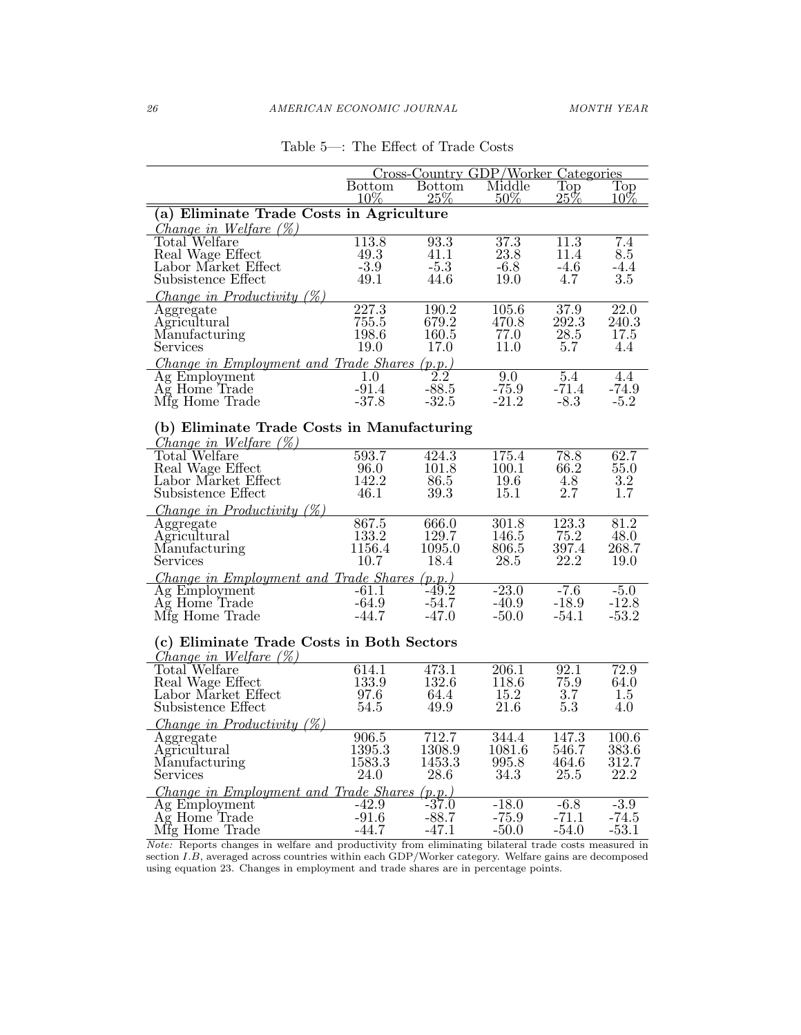Table 5—: The Effect of Trade Costs

| | Cross-Country GDP/Worker Categories | | | | |
|---|---|---|---|---|---|
| | Bottom 10% | Bottom 25% | Middle 50% | Top 25% | Top 10% |
| **(a) Eliminate Trade Costs in Agriculture** | | | | | |
| *Change in Welfare (%)* | | | | | |
| Total Welfare | 113.8 | 93.3 | 37.3 | 11.3 | 7.4 |
| Real Wage Effect | 49.3 | 41.1 | 23.8 | 11.4 | 8.5 |
| Labor Market Effect | -3.9 | -5.3 | -6.8 | -4.6 | -4.4 |
| Subsistence Effect | 49.1 | 44.6 | 19.0 | 4.7 | 3.5 |
| *Change in Productivity (%)* | | | | | |
| Aggregate | 227.3 | 190.2 | 105.6 | 37.9 | 22.0 |
| Agricultural | 755.5 | 679.2 | 470.8 | 292.3 | 240.3 |
| Manufacturing | 198.6 | 160.5 | 77.0 | 28.5 | 17.5 |
| Services | 19.0 | 17.0 | 11.0 | 5.7 | 4.4 |
| *Change in Employment and Trade Shares (p.p.)* | | | | | |
| Ag Employment | 1.0 | 2.2 | 9.0 | 5.4 | 4.4 |
| Ag Home Trade | -91.4 | -88.5 | -75.9 | -71.4 | -74.9 |
| Mfg Home Trade | -37.8 | -32.5 | -21.2 | -8.3 | -5.2 |
| **(b) Eliminate Trade Costs in Manufacturing** | | | | | |
| *Change in Welfare (%)* | | | | | |
| Total Welfare | 593.7 | 424.3 | 175.4 | 78.8 | 62.7 |
| Real Wage Effect | 96.0 | 101.8 | 100.1 | 66.2 | 55.0 |
| Labor Market Effect | 142.2 | 86.5 | 19.6 | 4.8 | 3.2 |
| Subsistence Effect | 46.1 | 39.3 | 15.1 | 2.7 | 1.7 |
| *Change in Productivity (%)* | | | | | |
| Aggregate | 867.5 | 666.0 | 301.8 | 123.3 | 81.2 |
| Agricultural | 133.2 | 129.7 | 146.5 | 75.2 | 48.0 |
| Manufacturing | 1156.4 | 1095.0 | 806.5 | 397.4 | 268.7 |
| Services | 10.7 | 18.4 | 28.5 | 22.2 | 19.0 |
| *Change in Employment and Trade Shares (p.p.)* | | | | | |
| Ag Employment | -61.1 | -49.2 | -23.0 | -7.6 | -5.0 |
| Ag Home Trade | -64.9 | -54.7 | -40.9 | -18.9 | -12.8 |
| Mfg Home Trade | -44.7 | -47.0 | -50.0 | -54.1 | -53.2 |
| **(c) Eliminate Trade Costs in Both Sectors** | | | | | |
| *Change in Welfare (%)* | | | | | |
| Total Welfare | 614.1 | 473.1 | 206.1 | 92.1 | 72.9 |
| Real Wage Effect | 133.9 | 132.6 | 118.6 | 75.9 | 64.0 |
| Labor Market Effect | 97.6 | 64.4 | 15.2 | 3.7 | 1.5 |
| Subsistence Effect | 54.5 | 49.9 | 21.6 | 5.3 | 4.0 |
| *Change in Productivity (%)* | | | | | |
| Aggregate | 906.5 | 712.7 | 344.4 | 147.3 | 100.6 |
| Agricultural | 1395.3 | 1308.9 | 1081.6 | 546.7 | 383.6 |
| Manufacturing | 1583.3 | 1453.3 | 995.8 | 464.6 | 312.7 |
| Services | 24.0 | 28.6 | 34.3 | 25.5 | 22.2 |
| *Change in Employment and Trade Shares (p.p.)* | | | | | |
| Ag Employment | -42.9 | -37.0 | -18.0 | -6.8 | -3.9 |
| Ag Home Trade | -91.6 | -88.7 | -75.9 | -71.1 | -74.5 |
| Mfg Home Trade | -44.7 | -47.1 | -50.0 | -54.0 | -53.1 |

*Note:* Reports changes in welfare and productivity from eliminating bilateral trade costs measured in section I.B, averaged across countries within each GDP/Worker category. Welfare gains are decomposed using equation 23. Changes in employment and trade shares are in percentage points.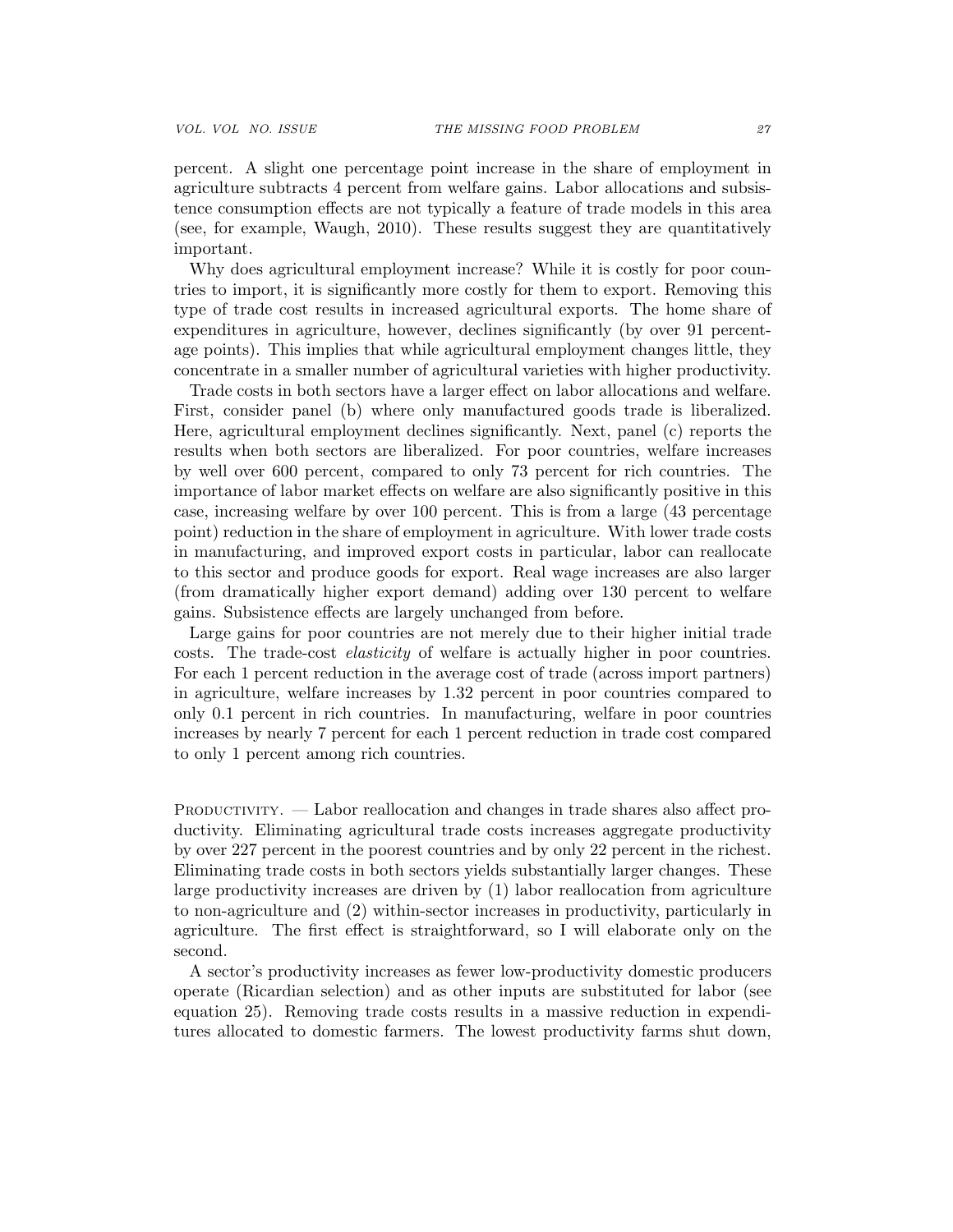percent. A slight one percentage point increase in the share of employment in agriculture subtracts 4 percent from welfare gains. Labor allocations and subsistence consumption effects are not typically a feature of trade models in this area (see, for example, Waugh, 2010). These results suggest they are quantitatively important.

Why does agricultural employment increase? While it is costly for poor countries to import, it is significantly more costly for them to export. Removing this type of trade cost results in increased agricultural exports. The home share of expenditures in agriculture, however, declines significantly (by over 91 percentage points). This implies that while agricultural employment changes little, they concentrate in a smaller number of agricultural varieties with higher productivity.

Trade costs in both sectors have a larger effect on labor allocations and welfare. First, consider panel (b) where only manufactured goods trade is liberalized. Here, agricultural employment declines significantly. Next, panel (c) reports the results when both sectors are liberalized. For poor countries, welfare increases by well over 600 percent, compared to only 73 percent for rich countries. The importance of labor market effects on welfare are also significantly positive in this case, increasing welfare by over 100 percent. This is from a large (43 percentage point) reduction in the share of employment in agriculture. With lower trade costs in manufacturing, and improved export costs in particular, labor can reallocate to this sector and produce goods for export. Real wage increases are also larger (from dramatically higher export demand) adding over 130 percent to welfare gains. Subsistence effects are largely unchanged from before.

Large gains for poor countries are not merely due to their higher initial trade costs. The trade-cost *elasticity* of welfare is actually higher in poor countries. For each 1 percent reduction in the average cost of trade (across import partners) in agriculture, welfare increases by 1.32 percent in poor countries compared to only 0.1 percent in rich countries. In manufacturing, welfare in poor countries increases by nearly 7 percent for each 1 percent reduction in trade cost compared to only 1 percent among rich countries.

Productivity. — Labor reallocation and changes in trade shares also affect productivity. Eliminating agricultural trade costs increases aggregate productivity by over 227 percent in the poorest countries and by only 22 percent in the richest. Eliminating trade costs in both sectors yields substantially larger changes. These large productivity increases are driven by (1) labor reallocation from agriculture to non-agriculture and (2) within-sector increases in productivity, particularly in agriculture. The first effect is straightforward, so I will elaborate only on the second.

A sector's productivity increases as fewer low-productivity domestic producers operate (Ricardian selection) and as other inputs are substituted for labor (see equation 25). Removing trade costs results in a massive reduction in expenditures allocated to domestic farmers. The lowest productivity farms shut down,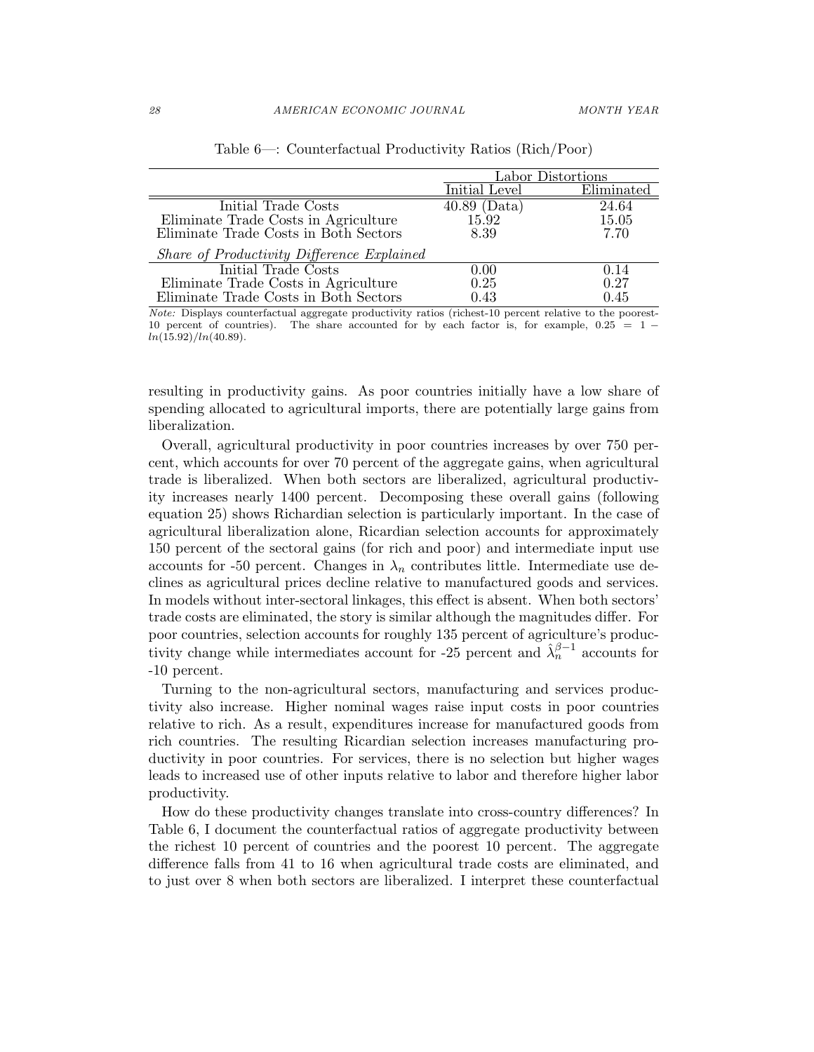Table 6—: Counterfactual Productivity Ratios (Rich/Poor)

| | Labor Distortions | |
|---|---|---|
| | Initial Level | Eliminated |
| Initial Trade Costs | 40.89 (Data) | 24.64 |
| Eliminate Trade Costs in Agriculture | 15.92 | 15.05 |
| Eliminate Trade Costs in Both Sectors | 8.39 | 7.70 |
| *Share of Productivity Difference Explained* | | |
| Initial Trade Costs | 0.00 | 0.14 |
| Eliminate Trade Costs in Agriculture | 0.25 | 0.27 |
| Eliminate Trade Costs in Both Sectors | 0.43 | 0.45 |

*Note:* Displays counterfactual aggregate productivity ratios (richest-10 percent relative to the poorest-10 percent of countries). The share accounted for by each factor is, for example, $0.25 = 1 - ln(15.92)/ln(40.89)$.

resulting in productivity gains. As poor countries initially have a low share of spending allocated to agricultural imports, there are potentially large gains from liberalization.

Overall, agricultural productivity in poor countries increases by over 750 percent, which accounts for over 70 percent of the aggregate gains, when agricultural trade is liberalized. When both sectors are liberalized, agricultural productivity increases nearly 1400 percent. Decomposing these overall gains (following equation 25) shows Richardian selection is particularly important. In the case of agricultural liberalization alone, Ricardian selection accounts for approximately 150 percent of the sectoral gains (for rich and poor) and intermediate input use accounts for -50 percent. Changes in $\lambda_n$ contributes little. Intermediate use declines as agricultural prices decline relative to manufactured goods and services. In models without inter-sectoral linkages, this effect is absent. When both sectors' trade costs are eliminated, the story is similar although the magnitudes differ. For poor countries, selection accounts for roughly 135 percent of agriculture's productivity change while intermediates account for -25 percent and $\hat{\lambda}_n^{\beta-1}$ accounts for -10 percent.

Turning to the non-agricultural sectors, manufacturing and services productivity also increase. Higher nominal wages raise input costs in poor countries relative to rich. As a result, expenditures increase for manufactured goods from rich countries. The resulting Ricardian selection increases manufacturing productivity in poor countries. For services, there is no selection but higher wages leads to increased use of other inputs relative to labor and therefore higher labor productivity.

How do these productivity changes translate into cross-country differences? In Table 6, I document the counterfactual ratios of aggregate productivity between the richest 10 percent of countries and the poorest 10 percent. The aggregate difference falls from 41 to 16 when agricultural trade costs are eliminated, and to just over 8 when both sectors are liberalized. I interpret these counterfactual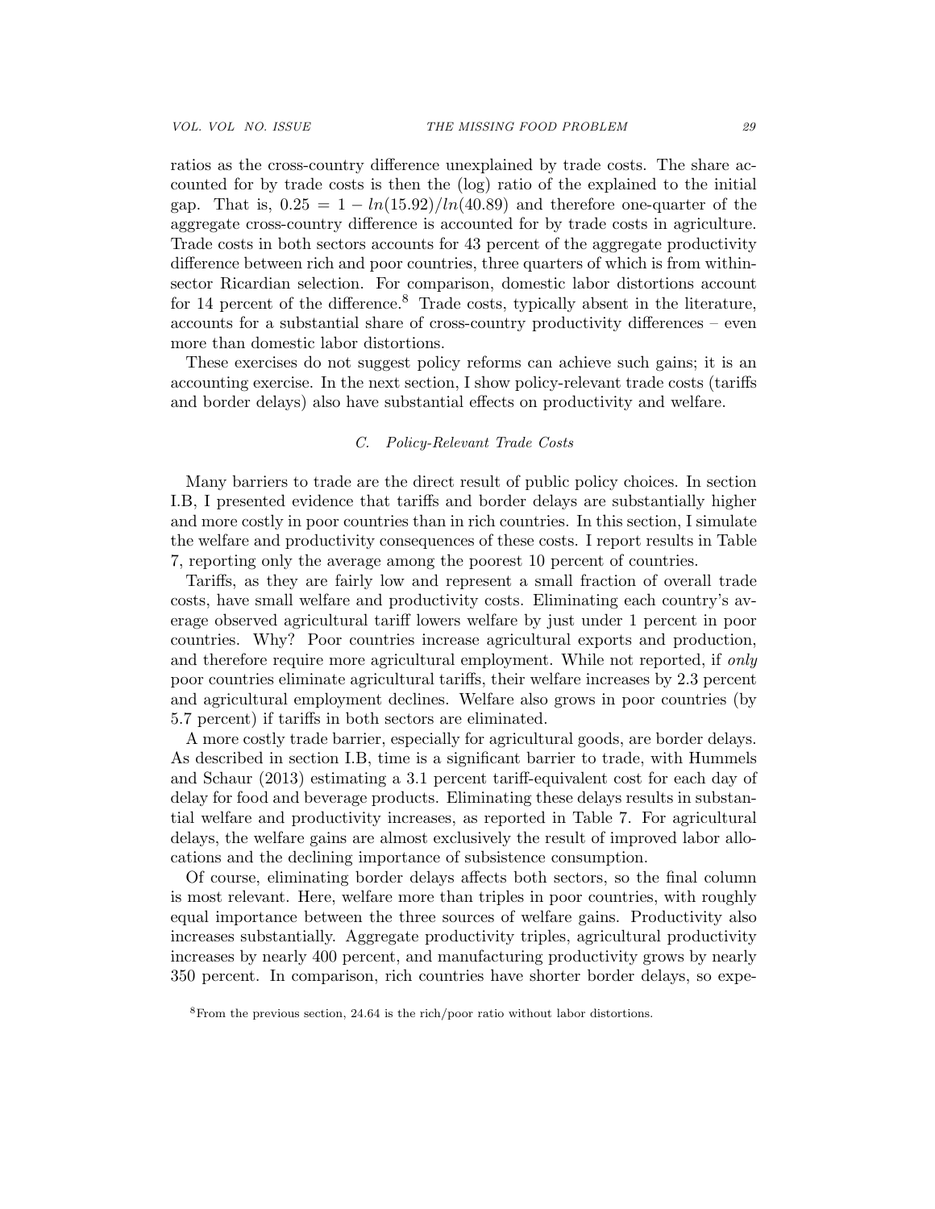ratios as the cross-country difference unexplained by trade costs. The share accounted for by trade costs is then the (log) ratio of the explained to the initial gap. That is, $0.25 = 1 - ln(15.92)/ln(40.89)$ and therefore one-quarter of the aggregate cross-country difference is accounted for by trade costs in agriculture. Trade costs in both sectors accounts for 43 percent of the aggregate productivity difference between rich and poor countries, three quarters of which is from within-sector Ricardian selection. For comparison, domestic labor distortions account for 14 percent of the difference.[8] Trade costs, typically absent in the literature, accounts for a substantial share of cross-country productivity differences – even more than domestic labor distortions.

These exercises do not suggest policy reforms can achieve such gains; it is an accounting exercise. In the next section, I show policy-relevant trade costs (tariffs and border delays) also have substantial effects on productivity and welfare.

### *C. Policy-Relevant Trade Costs*

Many barriers to trade are the direct result of public policy choices. In section I.B, I presented evidence that tariffs and border delays are substantially higher and more costly in poor countries than in rich countries. In this section, I simulate the welfare and productivity consequences of these costs. I report results in Table 7, reporting only the average among the poorest 10 percent of countries.

Tariffs, as they are fairly low and represent a small fraction of overall trade costs, have small welfare and productivity costs. Eliminating each country's average observed agricultural tariff lowers welfare by just under 1 percent in poor countries. Why? Poor countries increase agricultural exports and production, and therefore require more agricultural employment. While not reported, if *only* poor countries eliminate agricultural tariffs, their welfare increases by 2.3 percent and agricultural employment declines. Welfare also grows in poor countries (by 5.7 percent) if tariffs in both sectors are eliminated.

A more costly trade barrier, especially for agricultural goods, are border delays. As described in section I.B, time is a significant barrier to trade, with Hummels and Schaur (2013) estimating a 3.1 percent tariff-equivalent cost for each day of delay for food and beverage products. Eliminating these delays results in substantial welfare and productivity increases, as reported in Table 7. For agricultural delays, the welfare gains are almost exclusively the result of improved labor allocations and the declining importance of subsistence consumption.

Of course, eliminating border delays affects both sectors, so the final column is most relevant. Here, welfare more than triples in poor countries, with roughly equal importance between the three sources of welfare gains. Productivity also increases substantially. Aggregate productivity triples, agricultural productivity increases by nearly 400 percent, and manufacturing productivity grows by nearly 350 percent. In comparison, rich countries have shorter border delays, so expe-

[8]From the previous section, 24.64 is the rich/poor ratio without labor distortions.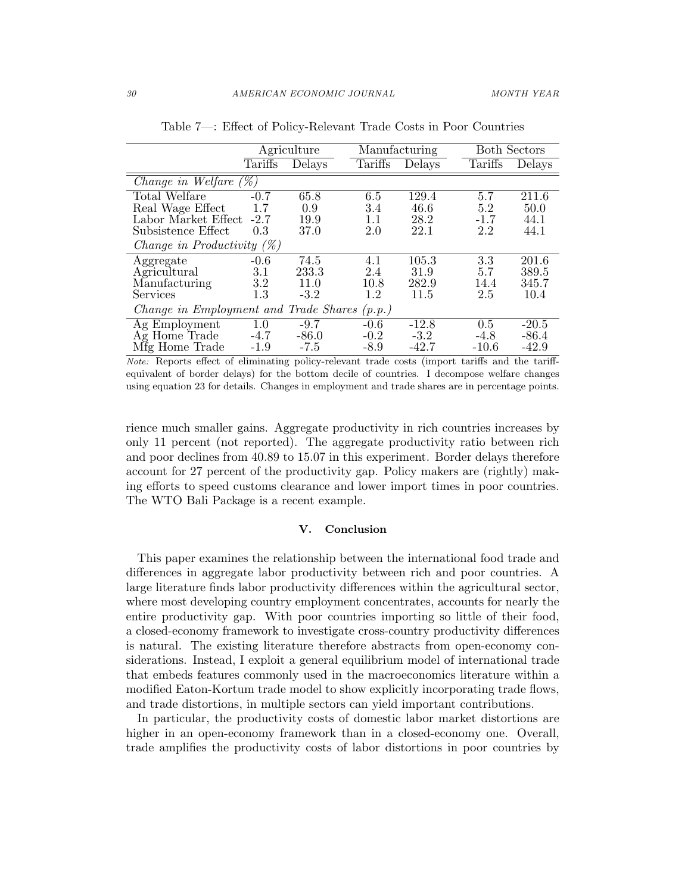Table 7—: Effect of Policy-Relevant Trade Costs in Poor Countries

| | Agriculture | | Manufacturing | | Both Sectors | |
|---|---|---|---|---|---|---|
| | Tariffs | Delays | Tariffs | Delays | Tariffs | Delays |
| *Change in Welfare (%)* | | | | | | |
| Total Welfare | -0.7 | 65.8 | 6.5 | 129.4 | 5.7 | 211.6 |
| Real Wage Effect | 1.7 | 0.9 | 3.4 | 46.6 | 5.2 | 50.0 |
| Labor Market Effect | -2.7 | 19.9 | 1.1 | 28.2 | -1.7 | 44.1 |
| Subsistence Effect | 0.3 | 37.0 | 2.0 | 22.1 | 2.2 | 44.1 |
| *Change in Productivity (%)* | | | | | | |
| Aggregate | -0.6 | 74.5 | 4.1 | 105.3 | 3.3 | 201.6 |
| Agricultural | 3.1 | 233.3 | 2.4 | 31.9 | 5.7 | 389.5 |
| Manufacturing | 3.2 | 11.0 | 10.8 | 282.9 | 14.4 | 345.7 |
| Services | 1.3 | -3.2 | 1.2 | 11.5 | 2.5 | 10.4 |
| *Change in Employment and Trade Shares (p.p.)* | | | | | | |
| Ag Employment | 1.0 | -9.7 | -0.6 | -12.8 | 0.5 | -20.5 |
| Ag Home Trade | -4.7 | -86.0 | -0.2 | -3.2 | -4.8 | -86.4 |
| Mfg Home Trade | -1.9 | -7.5 | -8.9 | -42.7 | -10.6 | -42.9 |

*Note:* Reports effect of eliminating policy-relevant trade costs (import tariffs and the tariff-equivalent of border delays) for the bottom decile of countries. I decompose welfare changes using equation 23 for details. Changes in employment and trade shares are in percentage points.

rience much smaller gains. Aggregate productivity in rich countries increases by only 11 percent (not reported). The aggregate productivity ratio between rich and poor declines from 40.89 to 15.07 in this experiment. Border delays therefore account for 27 percent of the productivity gap. Policy makers are (rightly) making efforts to speed customs clearance and lower import times in poor countries. The WTO Bali Package is a recent example.

## V. Conclusion

This paper examines the relationship between the international food trade and differences in aggregate labor productivity differences between rich and poor countries. A large literature finds labor productivity differences within the agricultural sector, where most developing country employment concentrates, accounts for nearly the entire productivity gap. With poor countries importing so little of their food, a closed-economy framework to investigate cross-country productivity differences is natural. The existing literature therefore abstracts from open-economy considerations. Instead, I exploit a general equilibrium model of international trade that embeds features commonly used in the macroeconomics literature within a modified Eaton-Kortum trade model to show explicitly incorporating trade flows, and trade distortions, in multiple sectors can yield important contributions.

In particular, the productivity costs of domestic labor market distortions are higher in an open-economy framework than in a closed-economy one. Overall, trade amplifies the productivity costs of labor distortions in poor countries by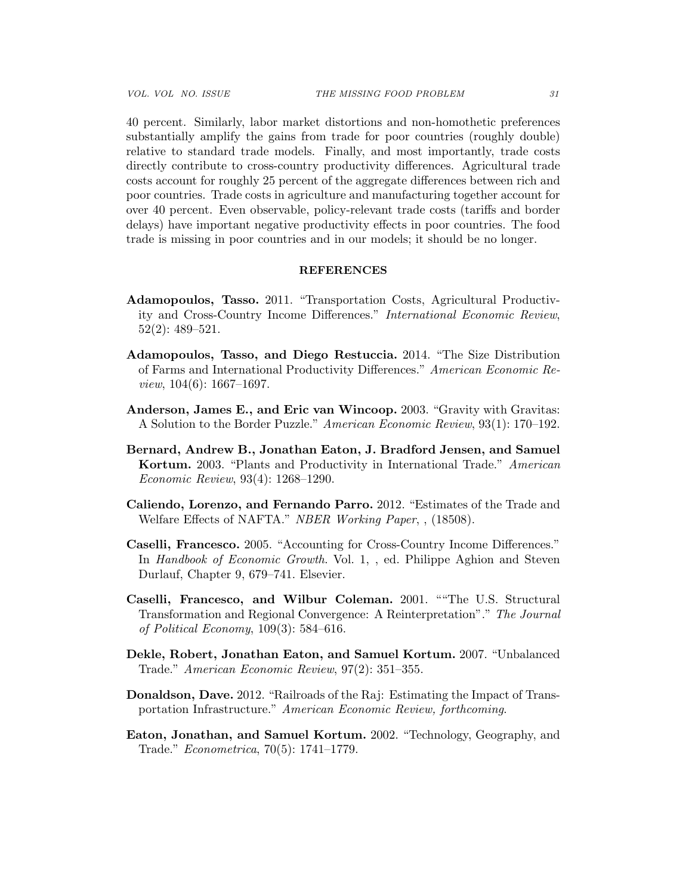40 percent. Similarly, labor market distortions and non-homothetic preferences substantially amplify the gains from trade for poor countries (roughly double) relative to standard trade models. Finally, and most importantly, trade costs directly contribute to cross-country productivity differences. Agricultural trade costs account for roughly 25 percent of the aggregate differences between rich and poor countries. Trade costs in agriculture and manufacturing together account for over 40 percent. Even observable, policy-relevant trade costs (tariffs and border delays) have important negative productivity effects in poor countries. The food trade is missing in poor countries and in our models; it should be no longer.

## REFERENCES

**Adamopoulos, Tasso.** 2011. "Transportation Costs, Agricultural Productivity and Cross-Country Income Differences." *International Economic Review*, 52(2): 489–521.

**Adamopoulos, Tasso, and Diego Restuccia.** 2014. "The Size Distribution of Farms and International Productivity Differences." *American Economic Review*, 104(6): 1667–1697.

**Anderson, James E., and Eric van Wincoop.** 2003. "Gravity with Gravitas: A Solution to the Border Puzzle." *American Economic Review*, 93(1): 170–192.

**Bernard, Andrew B., Jonathan Eaton, J. Bradford Jensen, and Samuel Kortum.** 2003. "Plants and Productivity in International Trade." *American Economic Review*, 93(4): 1268–1290.

**Caliendo, Lorenzo, and Fernando Parro.** 2012. "Estimates of the Trade and Welfare Effects of NAFTA." *NBER Working Paper*, , (18508).

**Caselli, Francesco.** 2005. "Accounting for Cross-Country Income Differences." In *Handbook of Economic Growth*. Vol. 1, , ed. Philippe Aghion and Steven Durlauf, Chapter 9, 679–741. Elsevier.

**Caselli, Francesco, and Wilbur Coleman.** 2001. ""The U.S. Structural Transformation and Regional Convergence: A Reinterpretation"." *The Journal of Political Economy*, 109(3): 584–616.

**Dekle, Robert, Jonathan Eaton, and Samuel Kortum.** 2007. "Unbalanced Trade." *American Economic Review*, 97(2): 351–355.

**Donaldson, Dave.** 2012. "Railroads of the Raj: Estimating the Impact of Transportation Infrastructure." *American Economic Review, forthcoming*.

**Eaton, Jonathan, and Samuel Kortum.** 2002. "Technology, Geography, and Trade." *Econometrica*, 70(5): 1741–1779.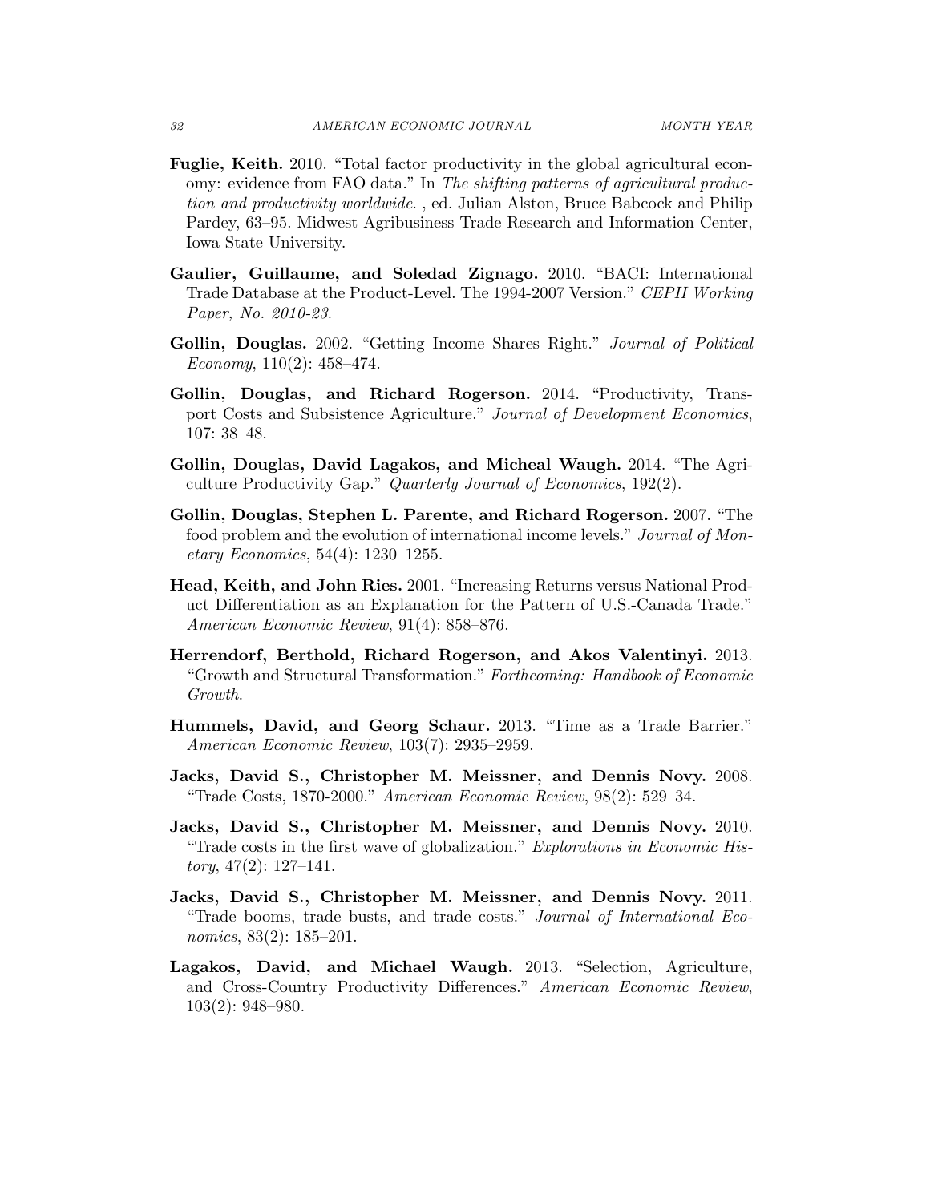**Fuglie, Keith.** 2010. "Total factor productivity in the global agricultural economy: evidence from FAO data." In *The shifting patterns of agricultural production and productivity worldwide.* , ed. Julian Alston, Bruce Babcock and Philip Pardey, 63–95. Midwest Agribusiness Trade Research and Information Center, Iowa State University.

**Gaulier, Guillaume, and Soledad Zignago.** 2010. "BACI: International Trade Database at the Product-Level. The 1994-2007 Version." *CEPII Working Paper, No. 2010-23*.

**Gollin, Douglas.** 2002. "Getting Income Shares Right." *Journal of Political Economy*, 110(2): 458–474.

**Gollin, Douglas, and Richard Rogerson.** 2014. "Productivity, Transport Costs and Subsistence Agriculture." *Journal of Development Economics*, 107: 38–48.

**Gollin, Douglas, David Lagakos, and Micheal Waugh.** 2014. "The Agriculture Productivity Gap." *Quarterly Journal of Economics*, 192(2).

**Gollin, Douglas, Stephen L. Parente, and Richard Rogerson.** 2007. "The food problem and the evolution of international income levels." *Journal of Monetary Economics*, 54(4): 1230–1255.

**Head, Keith, and John Ries.** 2001. "Increasing Returns versus National Product Differentiation as an Explanation for the Pattern of U.S.-Canada Trade." *American Economic Review*, 91(4): 858–876.

**Herrendorf, Berthold, Richard Rogerson, and Akos Valentinyi.** 2013. "Growth and Structural Transformation." *Forthcoming: Handbook of Economic Growth*.

**Hummels, David, and Georg Schaur.** 2013. "Time as a Trade Barrier." *American Economic Review*, 103(7): 2935–2959.

**Jacks, David S., Christopher M. Meissner, and Dennis Novy.** 2008. "Trade Costs, 1870-2000." *American Economic Review*, 98(2): 529–34.

**Jacks, David S., Christopher M. Meissner, and Dennis Novy.** 2010. "Trade costs in the first wave of globalization." *Explorations in Economic History*, 47(2): 127–141.

**Jacks, David S., Christopher M. Meissner, and Dennis Novy.** 2011. "Trade booms, trade busts, and trade costs." *Journal of International Economics*, 83(2): 185–201.

**Lagakos, David, and Michael Waugh.** 2013. "Selection, Agriculture, and Cross-Country Productivity Differences." *American Economic Review*, 103(2): 948–980.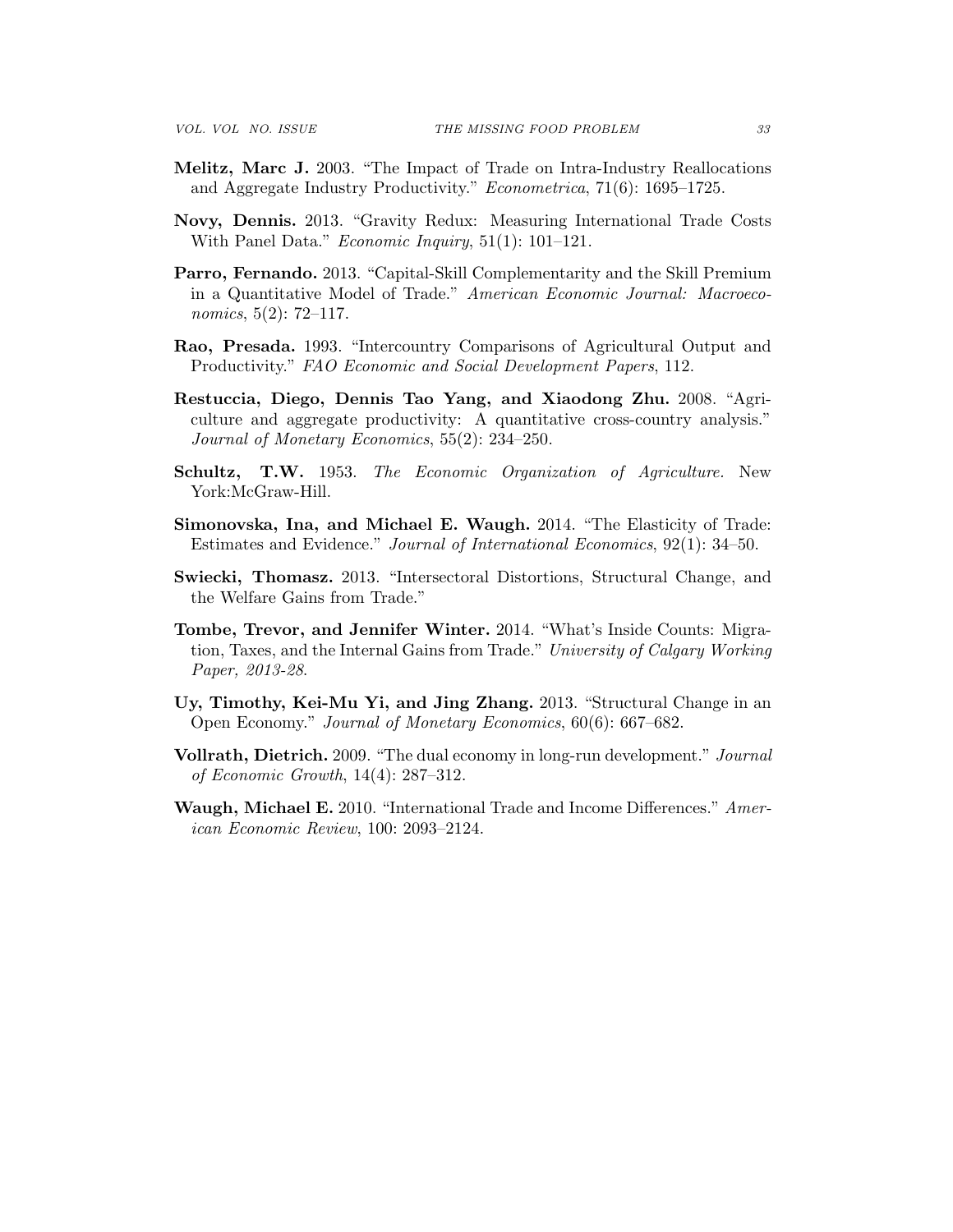**Melitz, Marc J.** 2003. "The Impact of Trade on Intra-Industry Reallocations and Aggregate Industry Productivity." *Econometrica*, 71(6): 1695–1725.

**Novy, Dennis.** 2013. "Gravity Redux: Measuring International Trade Costs With Panel Data." *Economic Inquiry*, 51(1): 101–121.

**Parro, Fernando.** 2013. "Capital-Skill Complementarity and the Skill Premium in a Quantitative Model of Trade." *American Economic Journal: Macroeconomics*, 5(2): 72–117.

**Rao, Presada.** 1993. "Intercountry Comparisons of Agricultural Output and Productivity." *FAO Economic and Social Development Papers*, 112.

**Restuccia, Diego, Dennis Tao Yang, and Xiaodong Zhu.** 2008. "Agriculture and aggregate productivity: A quantitative cross-country analysis." *Journal of Monetary Economics*, 55(2): 234–250.

**Schultz, T.W.** 1953. *The Economic Organization of Agriculture.* New York:McGraw-Hill.

**Simonovska, Ina, and Michael E. Waugh.** 2014. "The Elasticity of Trade: Estimates and Evidence." *Journal of International Economics*, 92(1): 34–50.

**Swiecki, Thomasz.** 2013. "Intersectoral Distortions, Structural Change, and the Welfare Gains from Trade."

**Tombe, Trevor, and Jennifer Winter.** 2014. "What's Inside Counts: Migration, Taxes, and the Internal Gains from Trade." *University of Calgary Working Paper, 2013-28.*

**Uy, Timothy, Kei-Mu Yi, and Jing Zhang.** 2013. "Structural Change in an Open Economy." *Journal of Monetary Economics*, 60(6): 667–682.

**Vollrath, Dietrich.** 2009. "The dual economy in long-run development." *Journal of Economic Growth*, 14(4): 287–312.

**Waugh, Michael E.** 2010. "International Trade and Income Differences." *American Economic Review*, 100: 2093–2124.